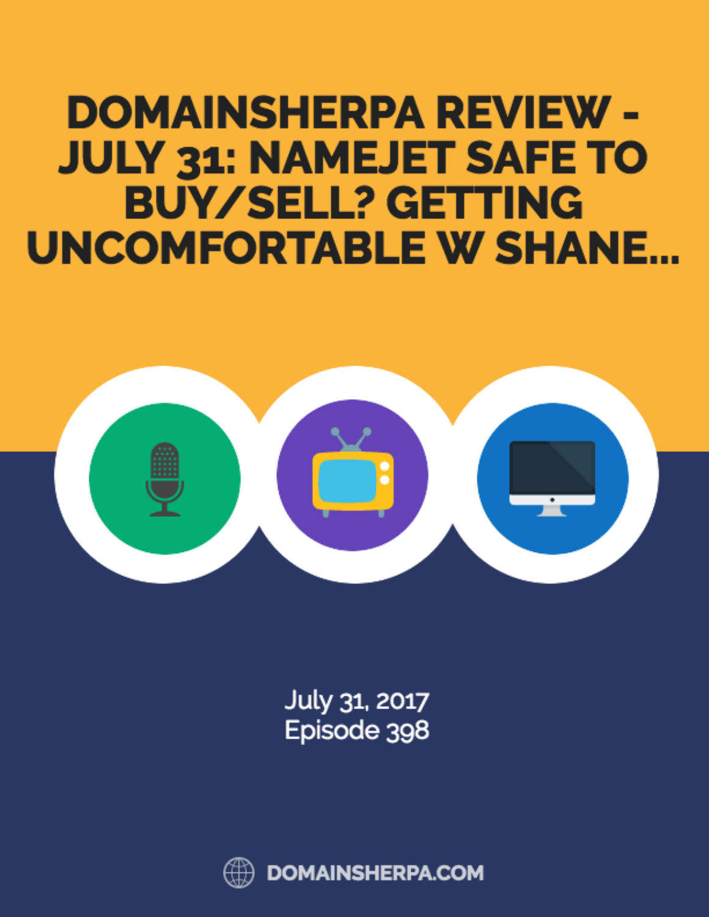# DOMAINSHERPA REVIEW - JULY 31: NAMEJET SAFE TO BUY/SELL? GETTING UNCOMFORTABLE W SHANE...

July 31, 2017
Episode 398

DOMAINSHERPA.COM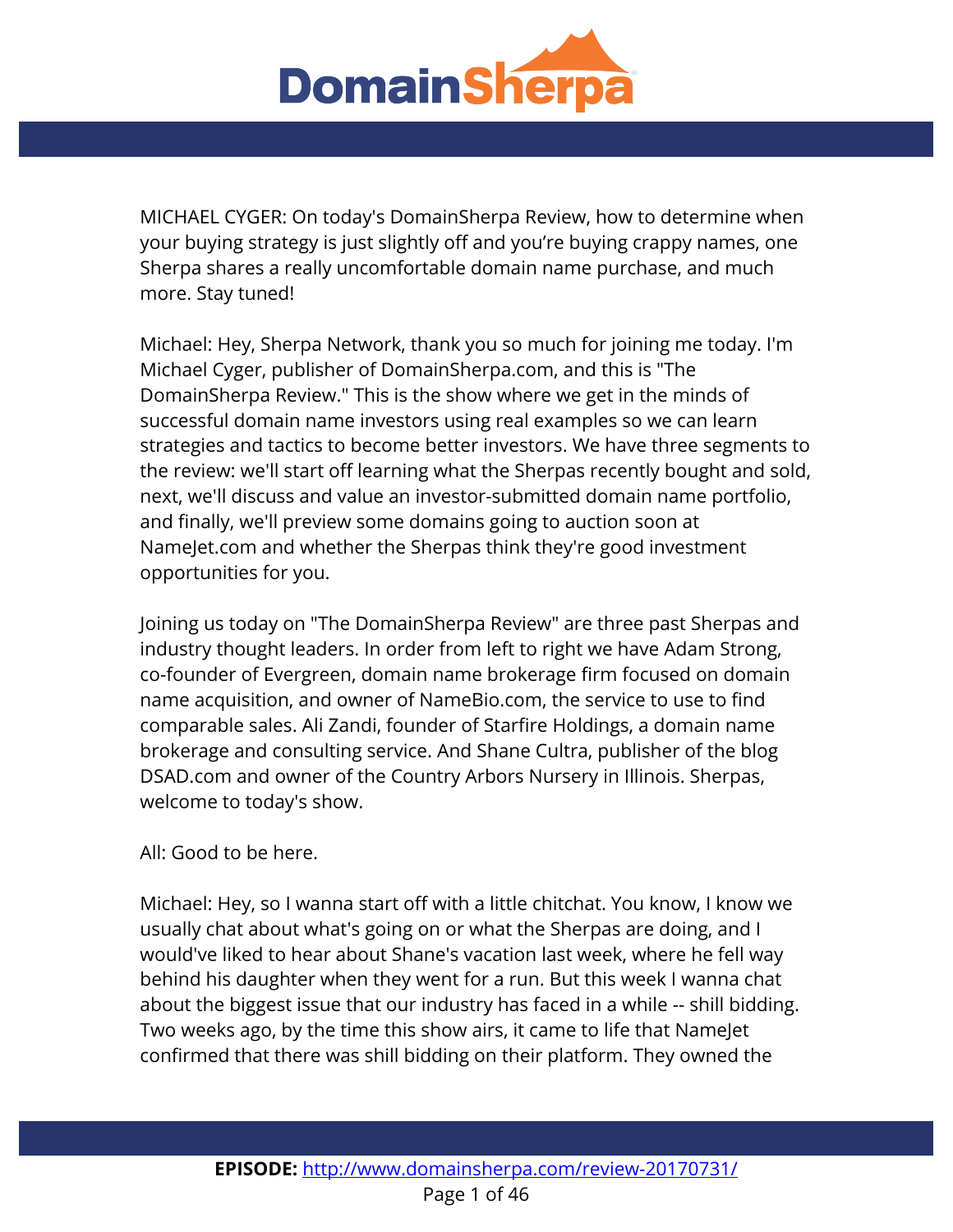MICHAEL CYGER: On today's DomainSherpa Review, how to determine when your buying strategy is just slightly off and you're buying crappy names, one Sherpa shares a really uncomfortable domain name purchase, and much more. Stay tuned!

Michael: Hey, Sherpa Network, thank you so much for joining me today. I'm Michael Cyger, publisher of DomainSherpa.com, and this is "The DomainSherpa Review." This is the show where we get in the minds of successful domain name investors using real examples so we can learn strategies and tactics to become better investors. We have three segments to the review: we'll start off learning what the Sherpas recently bought and sold, next, we'll discuss and value an investor-submitted domain name portfolio, and finally, we'll preview some domains going to auction soon at NameJet.com and whether the Sherpas think they're good investment opportunities for you.

Joining us today on "The DomainSherpa Review" are three past Sherpas and industry thought leaders. In order from left to right we have Adam Strong, co-founder of Evergreen, domain name brokerage firm focused on domain name acquisition, and owner of NameBio.com, the service to use to find comparable sales. Ali Zandi, founder of Starfire Holdings, a domain name brokerage and consulting service. And Shane Cultra, publisher of the blog DSAD.com and owner of the Country Arbors Nursery in Illinois. Sherpas, welcome to today's show.

All: Good to be here.

Michael: Hey, so I wanna start off with a little chitchat. You know, I know we usually chat about what's going on or what the Sherpas are doing, and I would've liked to hear about Shane's vacation last week, where he fell way behind his daughter when they went for a run. But this week I wanna chat about the biggest issue that our industry has faced in a while -- shill bidding. Two weeks ago, by the time this show airs, it came to life that NameJet confirmed that there was shill bidding on their platform. They owned the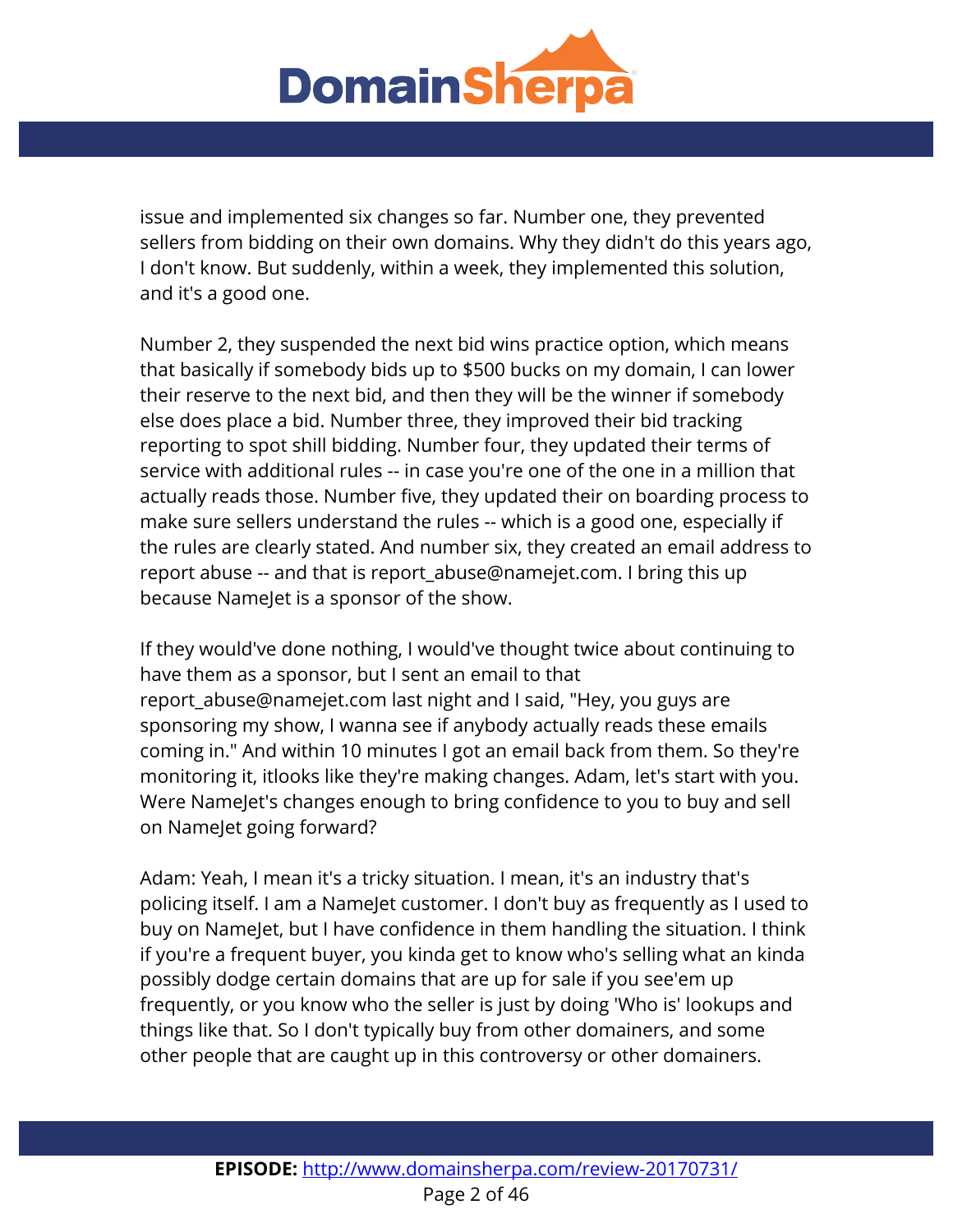issue and implemented six changes so far. Number one, they prevented sellers from bidding on their own domains. Why they didn't do this years ago, I don't know. But suddenly, within a week, they implemented this solution, and it's a good one.

Number 2, they suspended the next bid wins practice option, which means that basically if somebody bids up to $500 bucks on my domain, I can lower their reserve to the next bid, and then they will be the winner if somebody else does place a bid. Number three, they improved their bid tracking reporting to spot shill bidding. Number four, they updated their terms of service with additional rules -- in case you're one of the one in a million that actually reads those. Number five, they updated their on boarding process to make sure sellers understand the rules -- which is a good one, especially if the rules are clearly stated. And number six, they created an email address to report abuse -- and that is report_abuse@namejet.com. I bring this up because NameJet is a sponsor of the show.

If they would've done nothing, I would've thought twice about continuing to have them as a sponsor, but I sent an email to that report_abuse@namejet.com last night and I said, "Hey, you guys are sponsoring my show, I wanna see if anybody actually reads these emails coming in." And within 10 minutes I got an email back from them. So they're monitoring it, itlooks like they're making changes. Adam, let's start with you. Were NameJet's changes enough to bring confidence to you to buy and sell on NameJet going forward?

Adam: Yeah, I mean it's a tricky situation. I mean, it's an industry that's policing itself. I am a NameJet customer. I don't buy as frequently as I used to buy on NameJet, but I have confidence in them handling the situation. I think if you're a frequent buyer, you kinda get to know who's selling what an kinda possibly dodge certain domains that are up for sale if you see'em up frequently, or you know who the seller is just by doing 'Who is' lookups and things like that. So I don't typically buy from other domainers, and some other people that are caught up in this controversy or other domainers.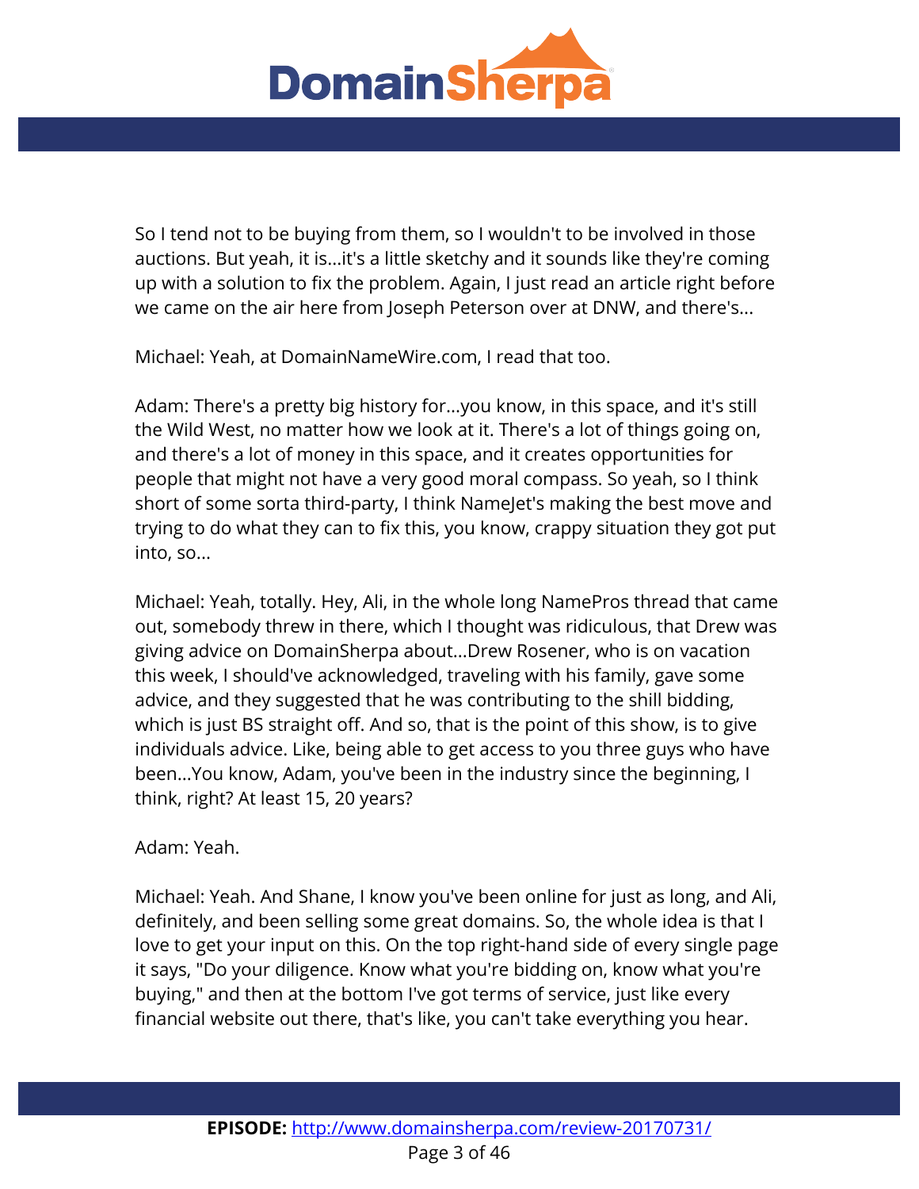So I tend not to be buying from them, so I wouldn't to be involved in those auctions. But yeah, it is...it's a little sketchy and it sounds like they're coming up with a solution to fix the problem. Again, I just read an article right before we came on the air here from Joseph Peterson over at DNW, and there's...

Michael: Yeah, at DomainNameWire.com, I read that too.

Adam: There's a pretty big history for...you know, in this space, and it's still the Wild West, no matter how we look at it. There's a lot of things going on, and there's a lot of money in this space, and it creates opportunities for people that might not have a very good moral compass. So yeah, so I think short of some sorta third-party, I think NameJet's making the best move and trying to do what they can to fix this, you know, crappy situation they got put into, so...

Michael: Yeah, totally. Hey, Ali, in the whole long NamePros thread that came out, somebody threw in there, which I thought was ridiculous, that Drew was giving advice on DomainSherpa about...Drew Rosener, who is on vacation this week, I should've acknowledged, traveling with his family, gave some advice, and they suggested that he was contributing to the shill bidding, which is just BS straight off. And so, that is the point of this show, is to give individuals advice. Like, being able to get access to you three guys who have been...You know, Adam, you've been in the industry since the beginning, I think, right? At least 15, 20 years?

Adam: Yeah.

Michael: Yeah. And Shane, I know you've been online for just as long, and Ali, definitely, and been selling some great domains. So, the whole idea is that I love to get your input on this. On the top right-hand side of every single page it says, "Do your diligence. Know what you're bidding on, know what you're buying," and then at the bottom I've got terms of service, just like every financial website out there, that's like, you can't take everything you hear.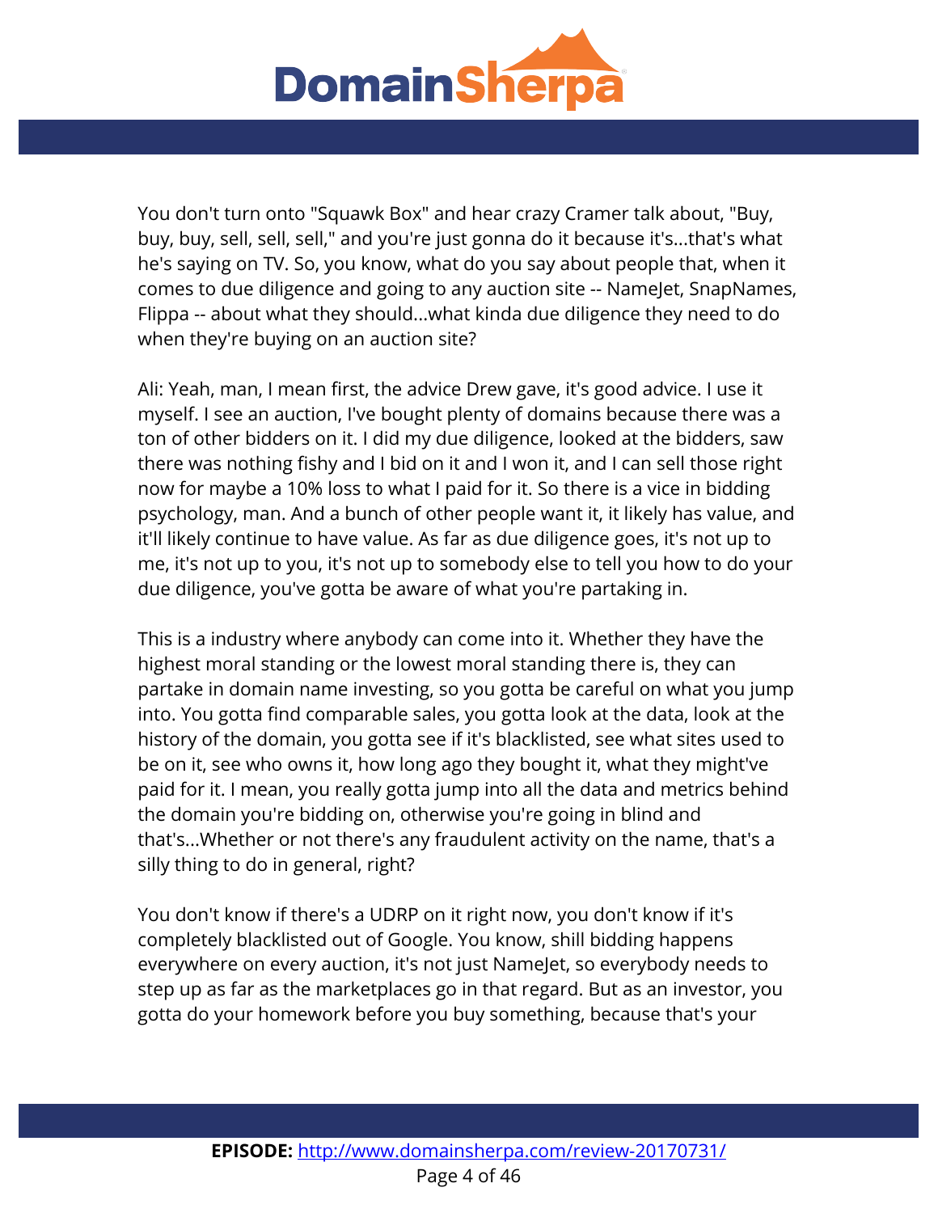You don't turn onto "Squawk Box" and hear crazy Cramer talk about, "Buy, buy, buy, sell, sell, sell," and you're just gonna do it because it's...that's what he's saying on TV. So, you know, what do you say about people that, when it comes to due diligence and going to any auction site -- NameJet, SnapNames, Flippa -- about what they should...what kinda due diligence they need to do when they're buying on an auction site?

Ali: Yeah, man, I mean first, the advice Drew gave, it's good advice. I use it myself. I see an auction, I've bought plenty of domains because there was a ton of other bidders on it. I did my due diligence, looked at the bidders, saw there was nothing fishy and I bid on it and I won it, and I can sell those right now for maybe a 10% loss to what I paid for it. So there is a vice in bidding psychology, man. And a bunch of other people want it, it likely has value, and it'll likely continue to have value. As far as due diligence goes, it's not up to me, it's not up to you, it's not up to somebody else to tell you how to do your due diligence, you've gotta be aware of what you're partaking in.

This is a industry where anybody can come into it. Whether they have the highest moral standing or the lowest moral standing there is, they can partake in domain name investing, so you gotta be careful on what you jump into. You gotta find comparable sales, you gotta look at the data, look at the history of the domain, you gotta see if it's blacklisted, see what sites used to be on it, see who owns it, how long ago they bought it, what they might've paid for it. I mean, you really gotta jump into all the data and metrics behind the domain you're bidding on, otherwise you're going in blind and that's...Whether or not there's any fraudulent activity on the name, that's a silly thing to do in general, right?

You don't know if there's a UDRP on it right now, you don't know if it's completely blacklisted out of Google. You know, shill bidding happens everywhere on every auction, it's not just NameJet, so everybody needs to step up as far as the marketplaces go in that regard. But as an investor, you gotta do your homework before you buy something, because that's your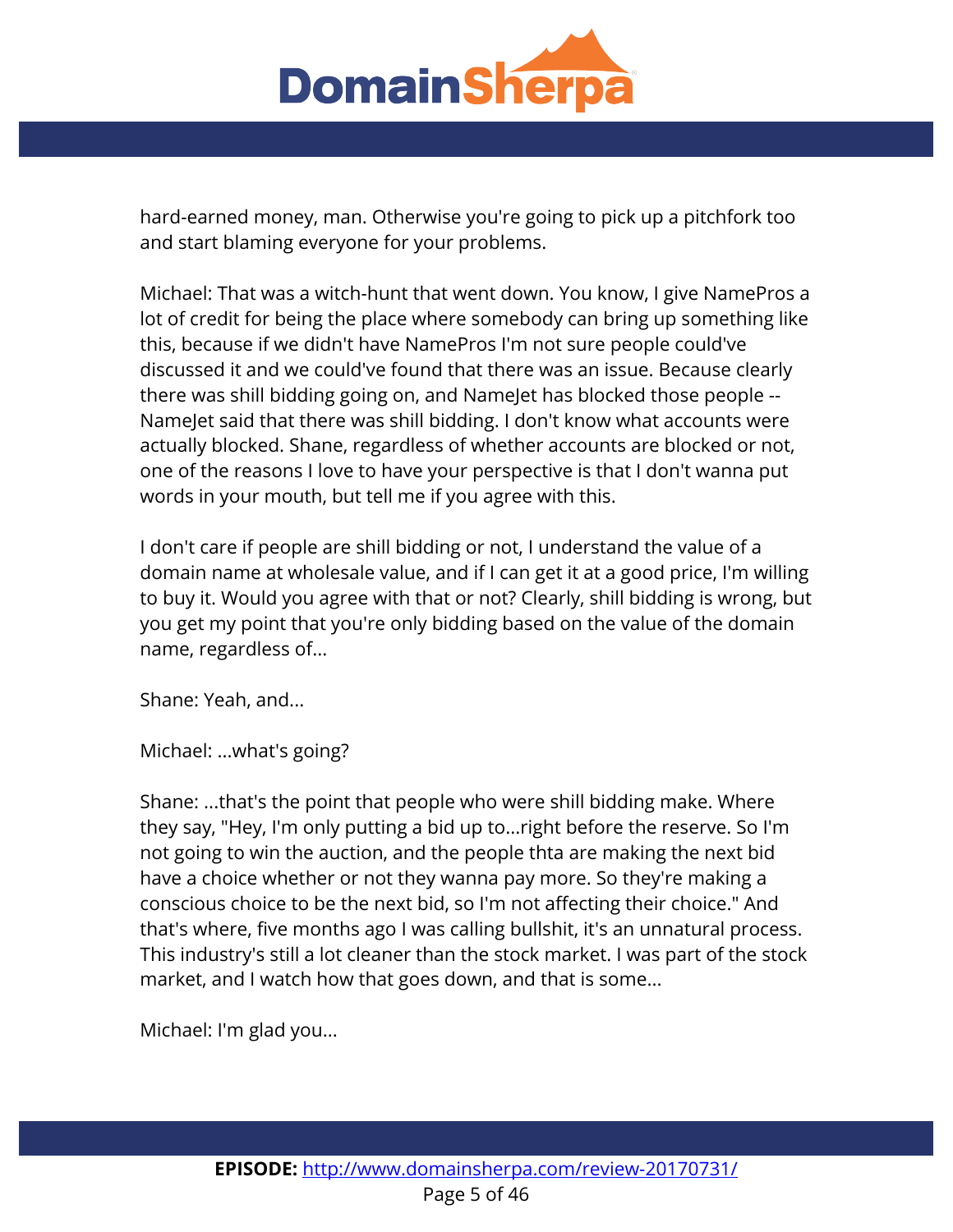hard-earned money, man. Otherwise you're going to pick up a pitchfork too and start blaming everyone for your problems.

Michael: That was a witch-hunt that went down. You know, I give NamePros a lot of credit for being the place where somebody can bring up something like this, because if we didn't have NamePros I'm not sure people could've discussed it and we could've found that there was an issue. Because clearly there was shill bidding going on, and NameJet has blocked those people -- NameJet said that there was shill bidding. I don't know what accounts were actually blocked. Shane, regardless of whether accounts are blocked or not, one of the reasons I love to have your perspective is that I don't wanna put words in your mouth, but tell me if you agree with this.

I don't care if people are shill bidding or not, I understand the value of a domain name at wholesale value, and if I can get it at a good price, I'm willing to buy it. Would you agree with that or not? Clearly, shill bidding is wrong, but you get my point that you're only bidding based on the value of the domain name, regardless of...

Shane: Yeah, and...

Michael: ...what's going?

Shane: ...that's the point that people who were shill bidding make. Where they say, "Hey, I'm only putting a bid up to...right before the reserve. So I'm not going to win the auction, and the people thta are making the next bid have a choice whether or not they wanna pay more. So they're making a conscious choice to be the next bid, so I'm not affecting their choice." And that's where, five months ago I was calling bullshit, it's an unnatural process. This industry's still a lot cleaner than the stock market. I was part of the stock market, and I watch how that goes down, and that is some...

Michael: I'm glad you...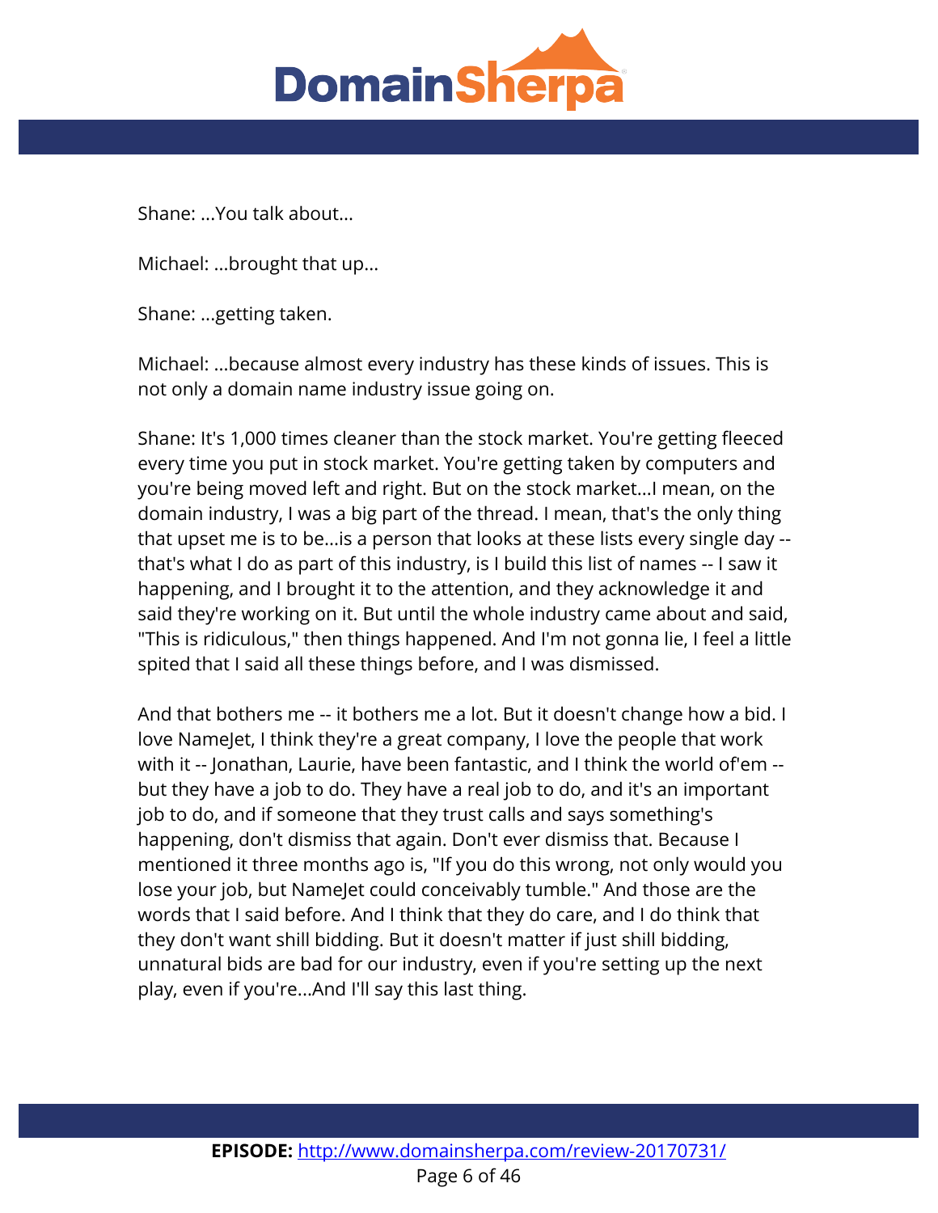Shane: ...You talk about...

Michael: ...brought that up...

Shane: ...getting taken.

Michael: ...because almost every industry has these kinds of issues. This is not only a domain name industry issue going on.

Shane: It's 1,000 times cleaner than the stock market. You're getting fleeced every time you put in stock market. You're getting taken by computers and you're being moved left and right. But on the stock market...I mean, on the domain industry, I was a big part of the thread. I mean, that's the only thing that upset me is to be...is a person that looks at these lists every single day -- that's what I do as part of this industry, is I build this list of names -- I saw it happening, and I brought it to the attention, and they acknowledge it and said they're working on it. But until the whole industry came about and said, "This is ridiculous," then things happened. And I'm not gonna lie, I feel a little spited that I said all these things before, and I was dismissed.

And that bothers me -- it bothers me a lot. But it doesn't change how a bid. I love NameJet, I think they're a great company, I love the people that work with it -- Jonathan, Laurie, have been fantastic, and I think the world of'em -- but they have a job to do. They have a real job to do, and it's an important job to do, and if someone that they trust calls and says something's happening, don't dismiss that again. Don't ever dismiss that. Because I mentioned it three months ago is, "If you do this wrong, not only would you lose your job, but NameJet could conceivably tumble." And those are the words that I said before. And I think that they do care, and I do think that they don't want shill bidding. But it doesn't matter if just shill bidding, unnatural bids are bad for our industry, even if you're setting up the next play, even if you're...And I'll say this last thing.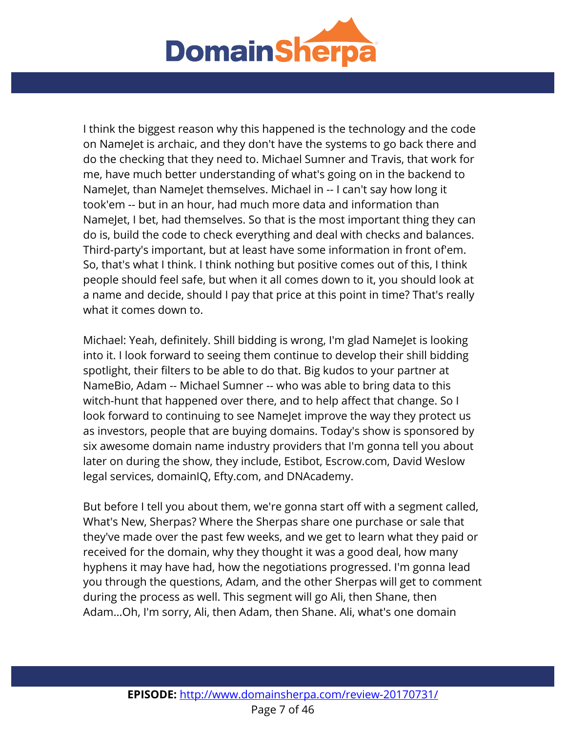I think the biggest reason why this happened is the technology and the code on NameJet is archaic, and they don't have the systems to go back there and do the checking that they need to. Michael Sumner and Travis, that work for me, have much better understanding of what's going on in the backend to NameJet, than NameJet themselves. Michael in -- I can't say how long it took'em -- but in an hour, had much more data and information than NameJet, I bet, had themselves. So that is the most important thing they can do is, build the code to check everything and deal with checks and balances. Third-party's important, but at least have some information in front of'em. So, that's what I think. I think nothing but positive comes out of this, I think people should feel safe, but when it all comes down to it, you should look at a name and decide, should I pay that price at this point in time? That's really what it comes down to.

Michael: Yeah, definitely. Shill bidding is wrong, I'm glad NameJet is looking into it. I look forward to seeing them continue to develop their shill bidding spotlight, their filters to be able to do that. Big kudos to your partner at NameBio, Adam -- Michael Sumner -- who was able to bring data to this witch-hunt that happened over there, and to help affect that change. So I look forward to continuing to see NameJet improve the way they protect us as investors, people that are buying domains. Today's show is sponsored by six awesome domain name industry providers that I'm gonna tell you about later on during the show, they include, Estibot, Escrow.com, David Weslow legal services, domainIQ, Efty.com, and DNAcademy.

But before I tell you about them, we're gonna start off with a segment called, What's New, Sherpas? Where the Sherpas share one purchase or sale that they've made over the past few weeks, and we get to learn what they paid or received for the domain, why they thought it was a good deal, how many hyphens it may have had, how the negotiations progressed. I'm gonna lead you through the questions, Adam, and the other Sherpas will get to comment during the process as well. This segment will go Ali, then Shane, then Adam...Oh, I'm sorry, Ali, then Adam, then Shane. Ali, what's one domain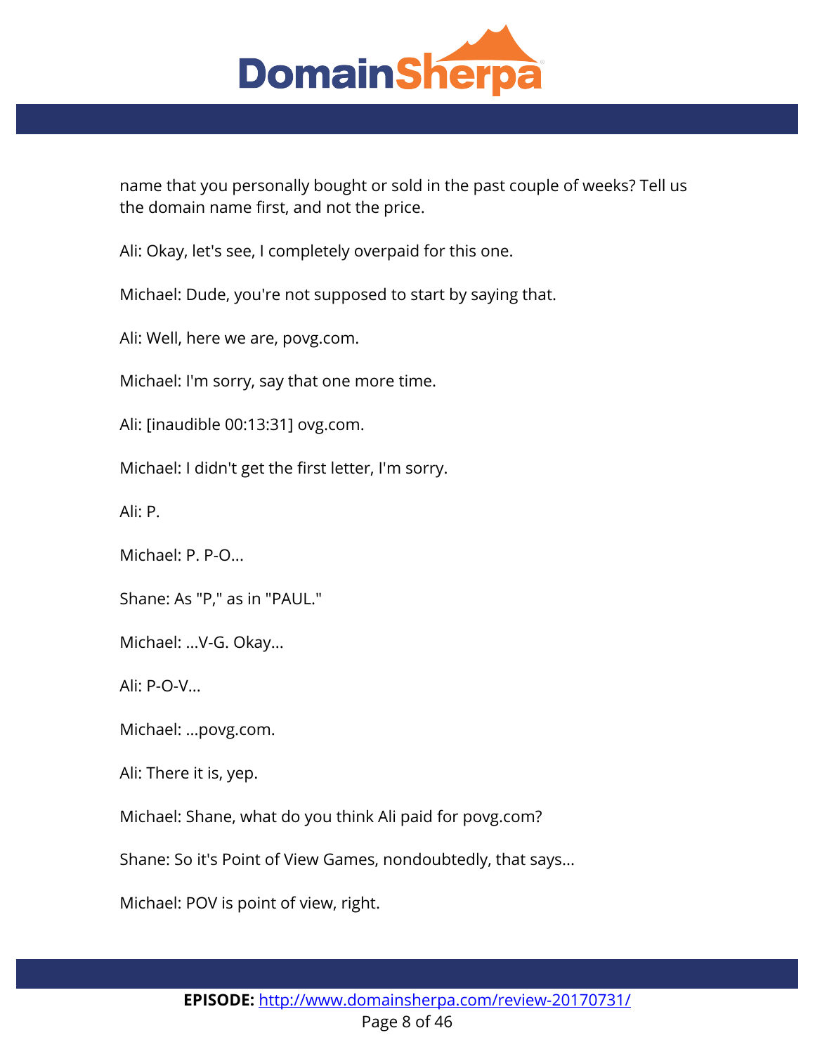name that you personally bought or sold in the past couple of weeks? Tell us the domain name first, and not the price.

Ali: Okay, let's see, I completely overpaid for this one.

Michael: Dude, you're not supposed to start by saying that.

Ali: Well, here we are, povg.com.

Michael: I'm sorry, say that one more time.

Ali: [inaudible 00:13:31] ovg.com.

Michael: I didn't get the first letter, I'm sorry.

Ali: P.

Michael: P. P-O...

Shane: As "P," as in "PAUL."

Michael: ...V-G. Okay...

Ali: P-O-V...

Michael: ...povg.com.

Ali: There it is, yep.

Michael: Shane, what do you think Ali paid for povg.com?

Shane: So it's Point of View Games, nondoubtedly, that says...

Michael: POV is point of view, right.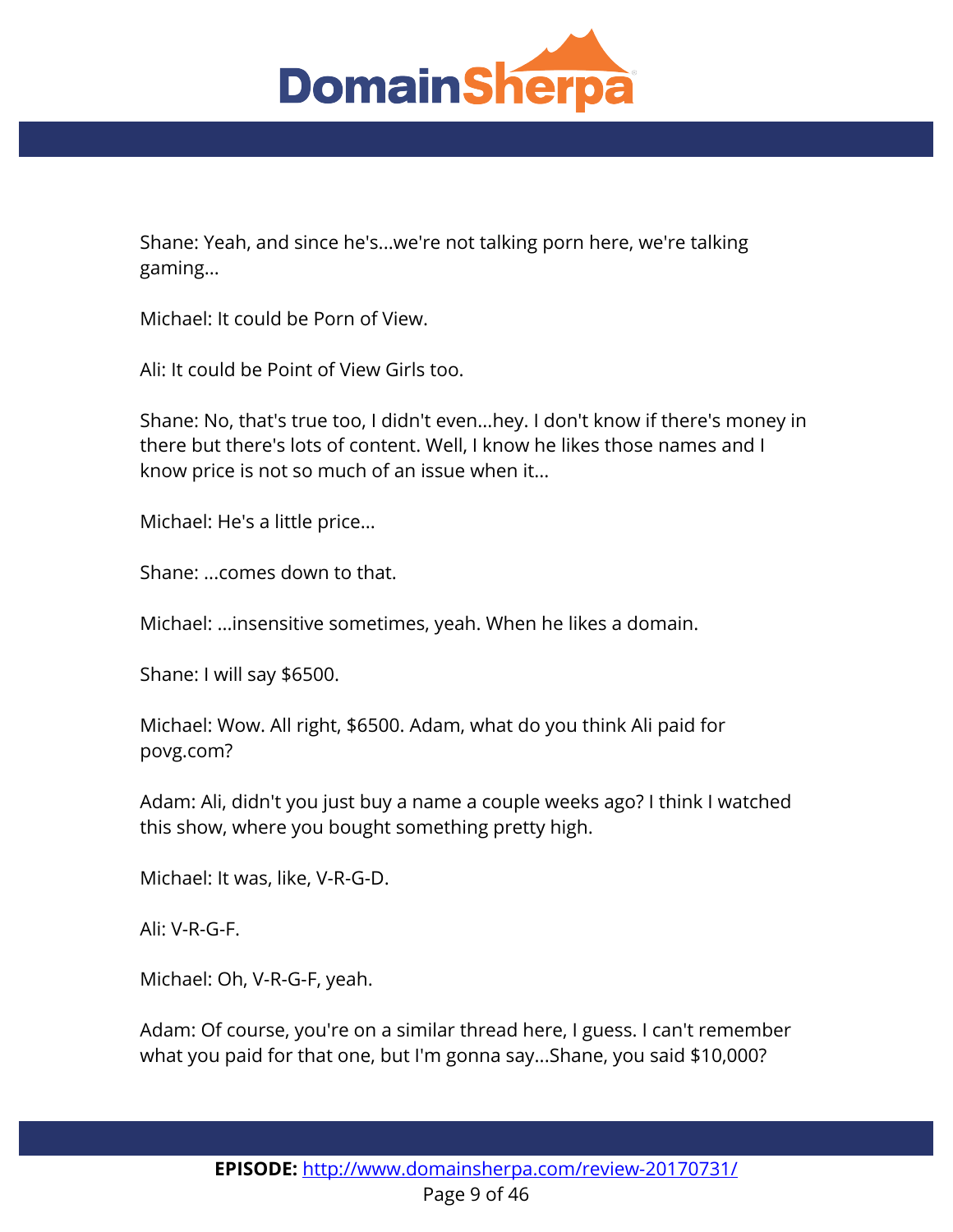Shane: Yeah, and since he's...we're not talking porn here, we're talking gaming...

Michael: It could be Porn of View.

Ali: It could be Point of View Girls too.

Shane: No, that's true too, I didn't even...hey. I don't know if there's money in there but there's lots of content. Well, I know he likes those names and I know price is not so much of an issue when it...

Michael: He's a little price...

Shane: ...comes down to that.

Michael: ...insensitive sometimes, yeah. When he likes a domain.

Shane: I will say $6500.

Michael: Wow. All right, $6500. Adam, what do you think Ali paid for povg.com?

Adam: Ali, didn't you just buy a name a couple weeks ago? I think I watched this show, where you bought something pretty high.

Michael: It was, like, V-R-G-D.

Ali: V-R-G-F.

Michael: Oh, V-R-G-F, yeah.

Adam: Of course, you're on a similar thread here, I guess. I can't remember what you paid for that one, but I'm gonna say...Shane, you said $10,000?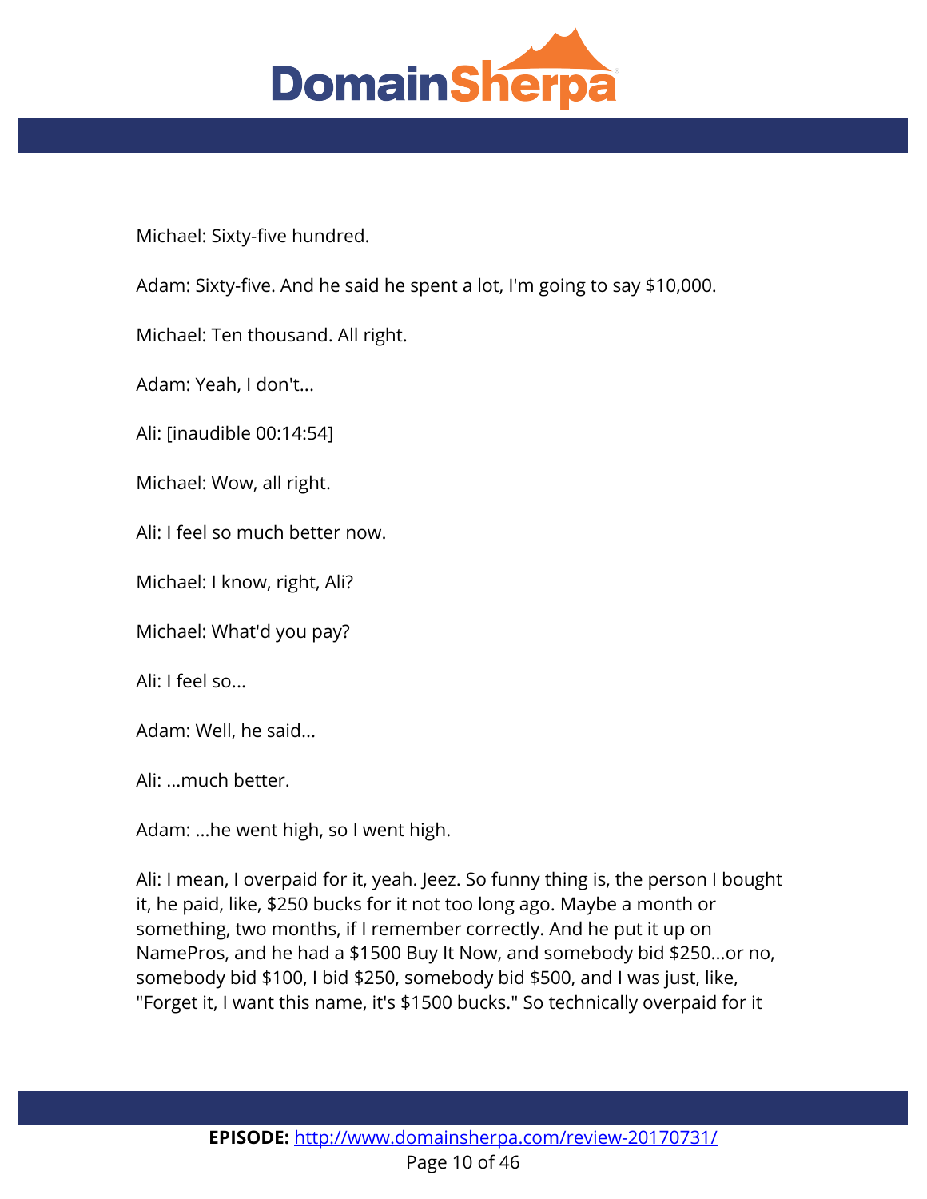Michael: Sixty-five hundred.

Adam: Sixty-five. And he said he spent a lot, I'm going to say $10,000.

Michael: Ten thousand. All right.

Adam: Yeah, I don't...

Ali: [inaudible 00:14:54]

Michael: Wow, all right.

Ali: I feel so much better now.

Michael: I know, right, Ali?

Michael: What'd you pay?

Ali: I feel so...

Adam: Well, he said...

Ali: ...much better.

Adam: ...he went high, so I went high.

Ali: I mean, I overpaid for it, yeah. Jeez. So funny thing is, the person I bought it, he paid, like, $250 bucks for it not too long ago. Maybe a month or something, two months, if I remember correctly. And he put it up on NamePros, and he had a $1500 Buy It Now, and somebody bid $250...or no, somebody bid $100, I bid $250, somebody bid $500, and I was just, like, "Forget it, I want this name, it's $1500 bucks." So technically overpaid for it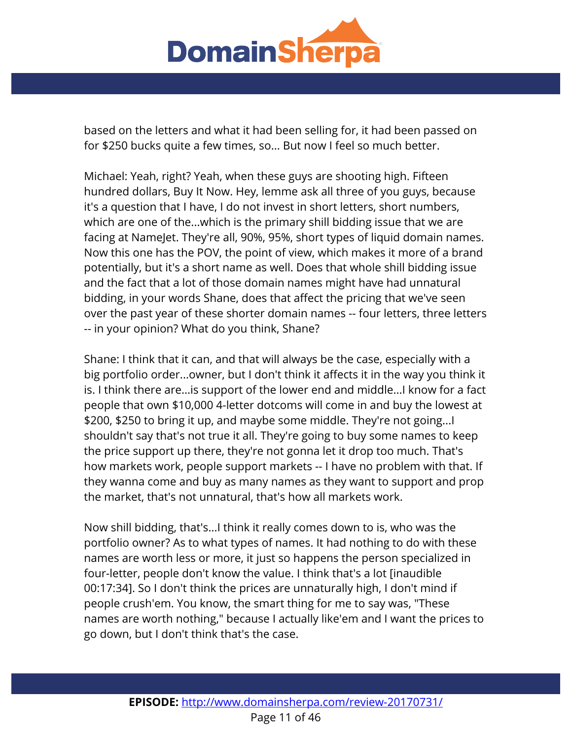based on the letters and what it had been selling for, it had been passed on for $250 bucks quite a few times, so... But now I feel so much better.

Michael: Yeah, right? Yeah, when these guys are shooting high. Fifteen hundred dollars, Buy It Now. Hey, lemme ask all three of you guys, because it's a question that I have, I do not invest in short letters, short numbers, which are one of the...which is the primary shill bidding issue that we are facing at NameJet. They're all, 90%, 95%, short types of liquid domain names. Now this one has the POV, the point of view, which makes it more of a brand potentially, but it's a short name as well. Does that whole shill bidding issue and the fact that a lot of those domain names might have had unnatural bidding, in your words Shane, does that affect the pricing that we've seen over the past year of these shorter domain names -- four letters, three letters -- in your opinion? What do you think, Shane?

Shane: I think that it can, and that will always be the case, especially with a big portfolio order...owner, but I don't think it affects it in the way you think it is. I think there are...is support of the lower end and middle...I know for a fact people that own $10,000 4-letter dotcoms will come in and buy the lowest at $200, $250 to bring it up, and maybe some middle. They're not going...I shouldn't say that's not true it all. They're going to buy some names to keep the price support up there, they're not gonna let it drop too much. That's how markets work, people support markets -- I have no problem with that. If they wanna come and buy as many names as they want to support and prop the market, that's not unnatural, that's how all markets work.

Now shill bidding, that's...I think it really comes down to is, who was the portfolio owner? As to what types of names. It had nothing to do with these names are worth less or more, it just so happens the person specialized in four-letter, people don't know the value. I think that's a lot [inaudible 00:17:34]. So I don't think the prices are unnaturally high, I don't mind if people crush'em. You know, the smart thing for me to say was, "These names are worth nothing," because I actually like'em and I want the prices to go down, but I don't think that's the case.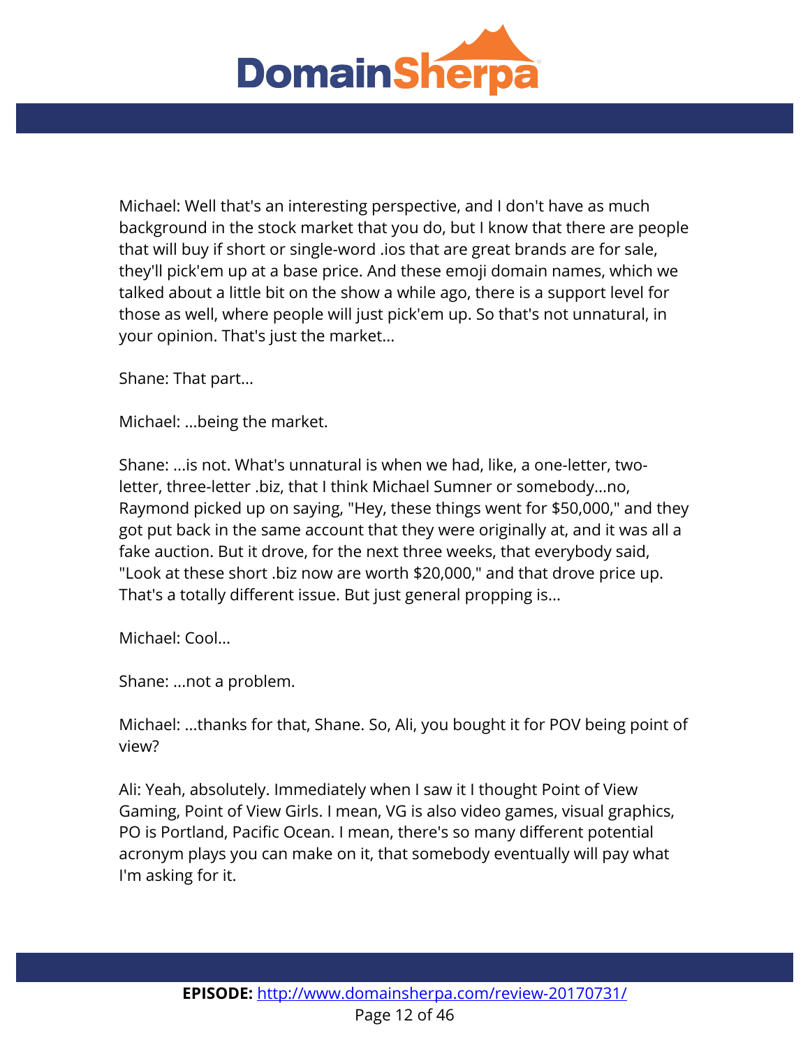Michael: Well that's an interesting perspective, and I don't have as much background in the stock market that you do, but I know that there are people that will buy if short or single-word .ios that are great brands are for sale, they'll pick'em up at a base price. And these emoji domain names, which we talked about a little bit on the show a while ago, there is a support level for those as well, where people will just pick'em up. So that's not unnatural, in your opinion. That's just the market...

Shane: That part...

Michael: ...being the market.

Shane: ...is not. What's unnatural is when we had, like, a one-letter, two-letter, three-letter .biz, that I think Michael Sumner or somebody...no, Raymond picked up on saying, "Hey, these things went for $50,000," and they got put back in the same account that they were originally at, and it was all a fake auction. But it drove, for the next three weeks, that everybody said, "Look at these short .biz now are worth $20,000," and that drove price up. That's a totally different issue. But just general propping is...

Michael: Cool...

Shane: ...not a problem.

Michael: ...thanks for that, Shane. So, Ali, you bought it for POV being point of view?

Ali: Yeah, absolutely. Immediately when I saw it I thought Point of View Gaming, Point of View Girls. I mean, VG is also video games, visual graphics, PO is Portland, Pacific Ocean. I mean, there's so many different potential acronym plays you can make on it, that somebody eventually will pay what I'm asking for it.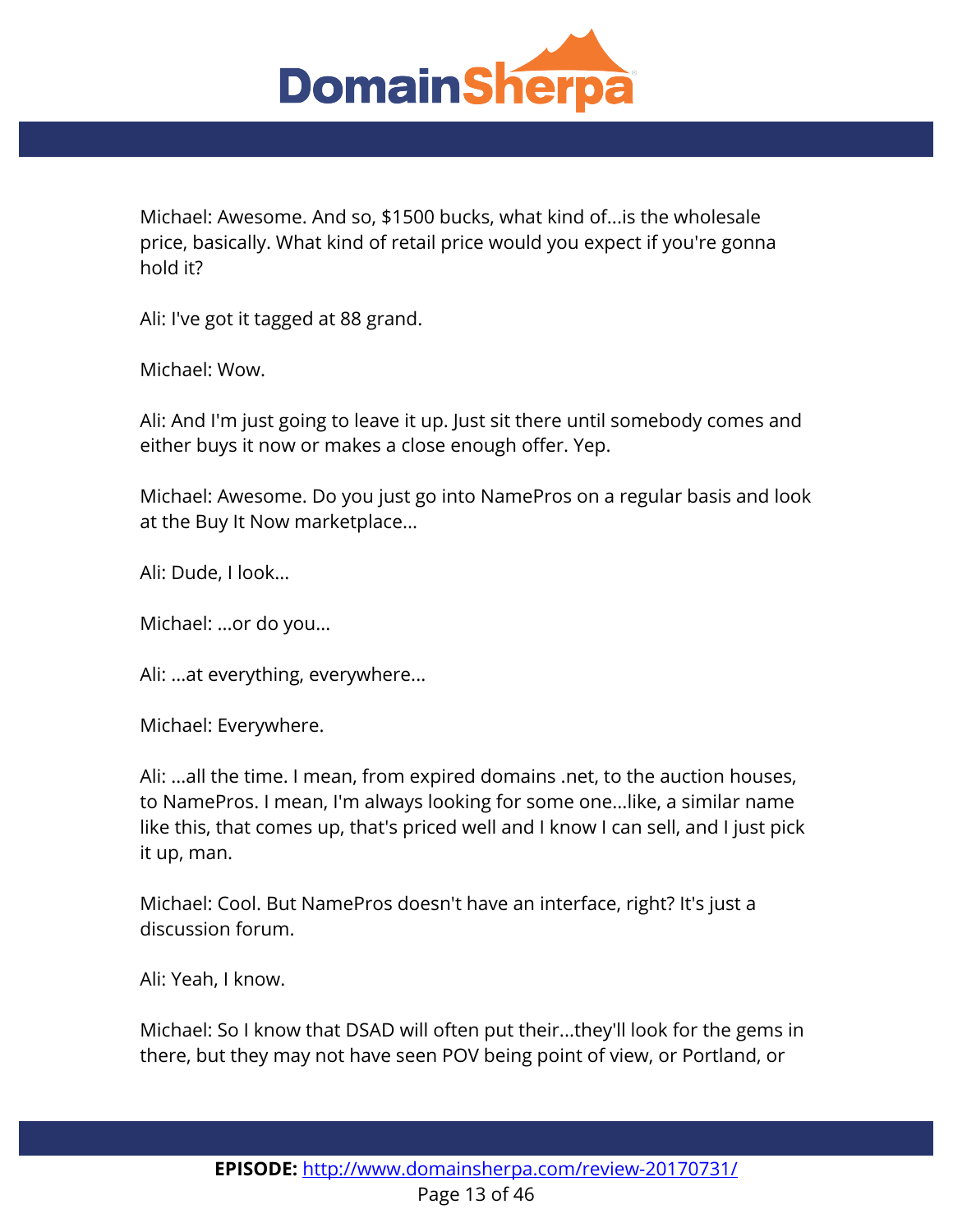Michael: Awesome. And so, $1500 bucks, what kind of...is the wholesale price, basically. What kind of retail price would you expect if you're gonna hold it?

Ali: I've got it tagged at 88 grand.

Michael: Wow.

Ali: And I'm just going to leave it up. Just sit there until somebody comes and either buys it now or makes a close enough offer. Yep.

Michael: Awesome. Do you just go into NamePros on a regular basis and look at the Buy It Now marketplace...

Ali: Dude, I look...

Michael: ...or do you...

Ali: ...at everything, everywhere...

Michael: Everywhere.

Ali: ...all the time. I mean, from expired domains .net, to the auction houses, to NamePros. I mean, I'm always looking for some one...like, a similar name like this, that comes up, that's priced well and I know I can sell, and I just pick it up, man.

Michael: Cool. But NamePros doesn't have an interface, right? It's just a discussion forum.

Ali: Yeah, I know.

Michael: So I know that DSAD will often put their...they'll look for the gems in there, but they may not have seen POV being point of view, or Portland, or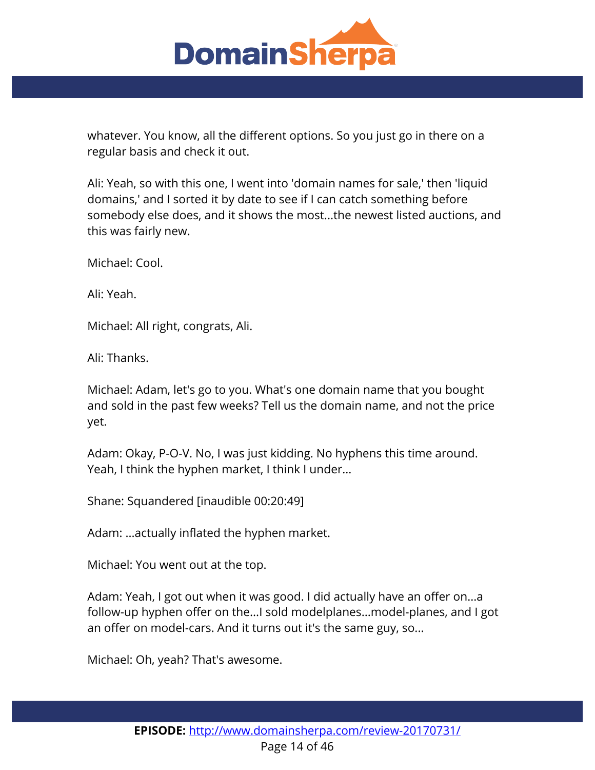whatever. You know, all the different options. So you just go in there on a regular basis and check it out.

Ali: Yeah, so with this one, I went into 'domain names for sale,' then 'liquid domains,' and I sorted it by date to see if I can catch something before somebody else does, and it shows the most...the newest listed auctions, and this was fairly new.

Michael: Cool.

Ali: Yeah.

Michael: All right, congrats, Ali.

Ali: Thanks.

Michael: Adam, let's go to you. What's one domain name that you bought and sold in the past few weeks? Tell us the domain name, and not the price yet.

Adam: Okay, P-O-V. No, I was just kidding. No hyphens this time around. Yeah, I think the hyphen market, I think I under...

Shane: Squandered [inaudible 00:20:49]

Adam: ...actually inflated the hyphen market.

Michael: You went out at the top.

Adam: Yeah, I got out when it was good. I did actually have an offer on...a follow-up hyphen offer on the...I sold modelplanes...model-planes, and I got an offer on model-cars. And it turns out it's the same guy, so...

Michael: Oh, yeah? That's awesome.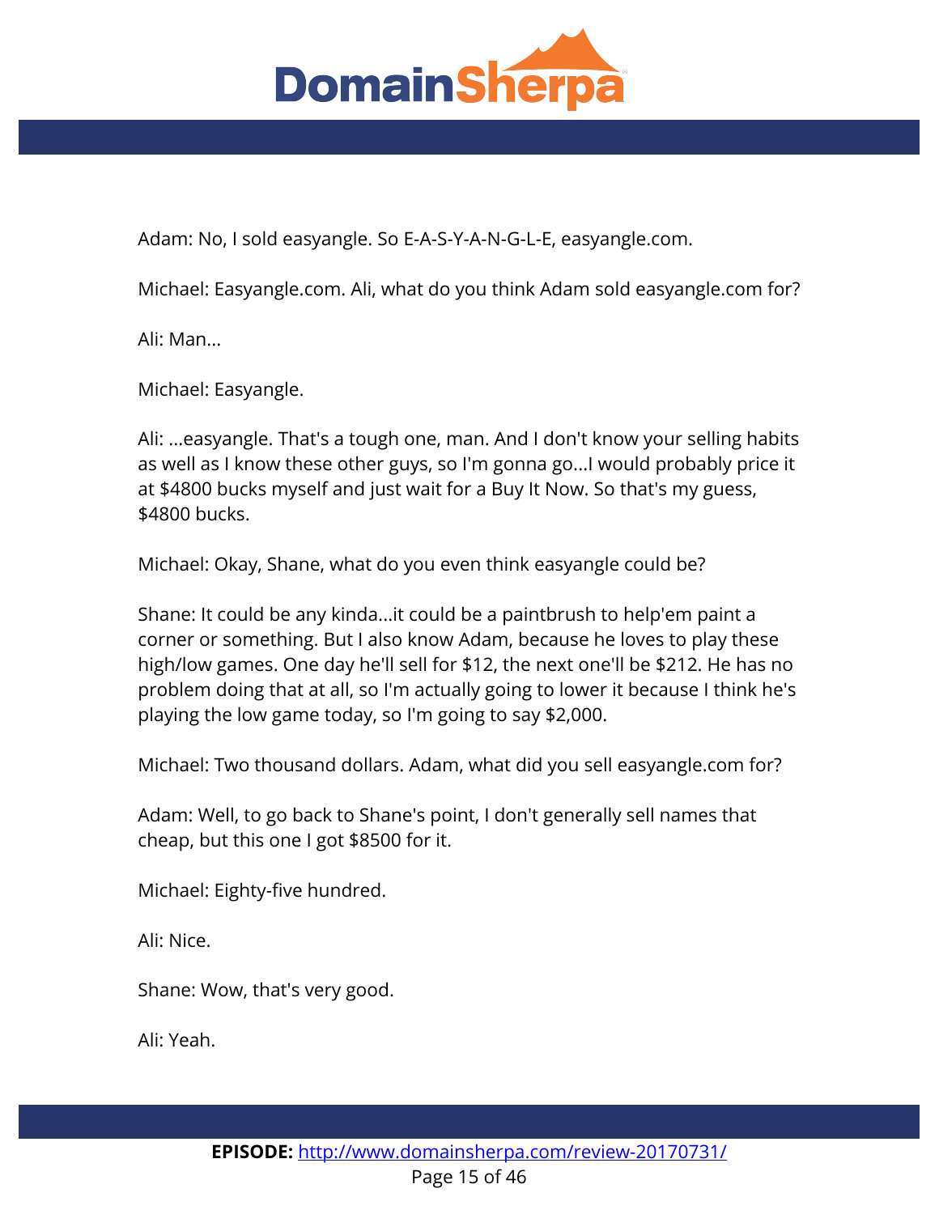Adam: No, I sold easyangle. So E-A-S-Y-A-N-G-L-E, easyangle.com.

Michael: Easyangle.com. Ali, what do you think Adam sold easyangle.com for?

Ali: Man...

Michael: Easyangle.

Ali: ...easyangle. That's a tough one, man. And I don't know your selling habits as well as I know these other guys, so I'm gonna go...I would probably price it at $4800 bucks myself and just wait for a Buy It Now. So that's my guess, $4800 bucks.

Michael: Okay, Shane, what do you even think easyangle could be?

Shane: It could be any kinda...it could be a paintbrush to help'em paint a corner or something. But I also know Adam, because he loves to play these high/low games. One day he'll sell for $12, the next one'll be $212. He has no problem doing that at all, so I'm actually going to lower it because I think he's playing the low game today, so I'm going to say $2,000.

Michael: Two thousand dollars. Adam, what did you sell easyangle.com for?

Adam: Well, to go back to Shane's point, I don't generally sell names that cheap, but this one I got $8500 for it.

Michael: Eighty-five hundred.

Ali: Nice.

Shane: Wow, that's very good.

Ali: Yeah.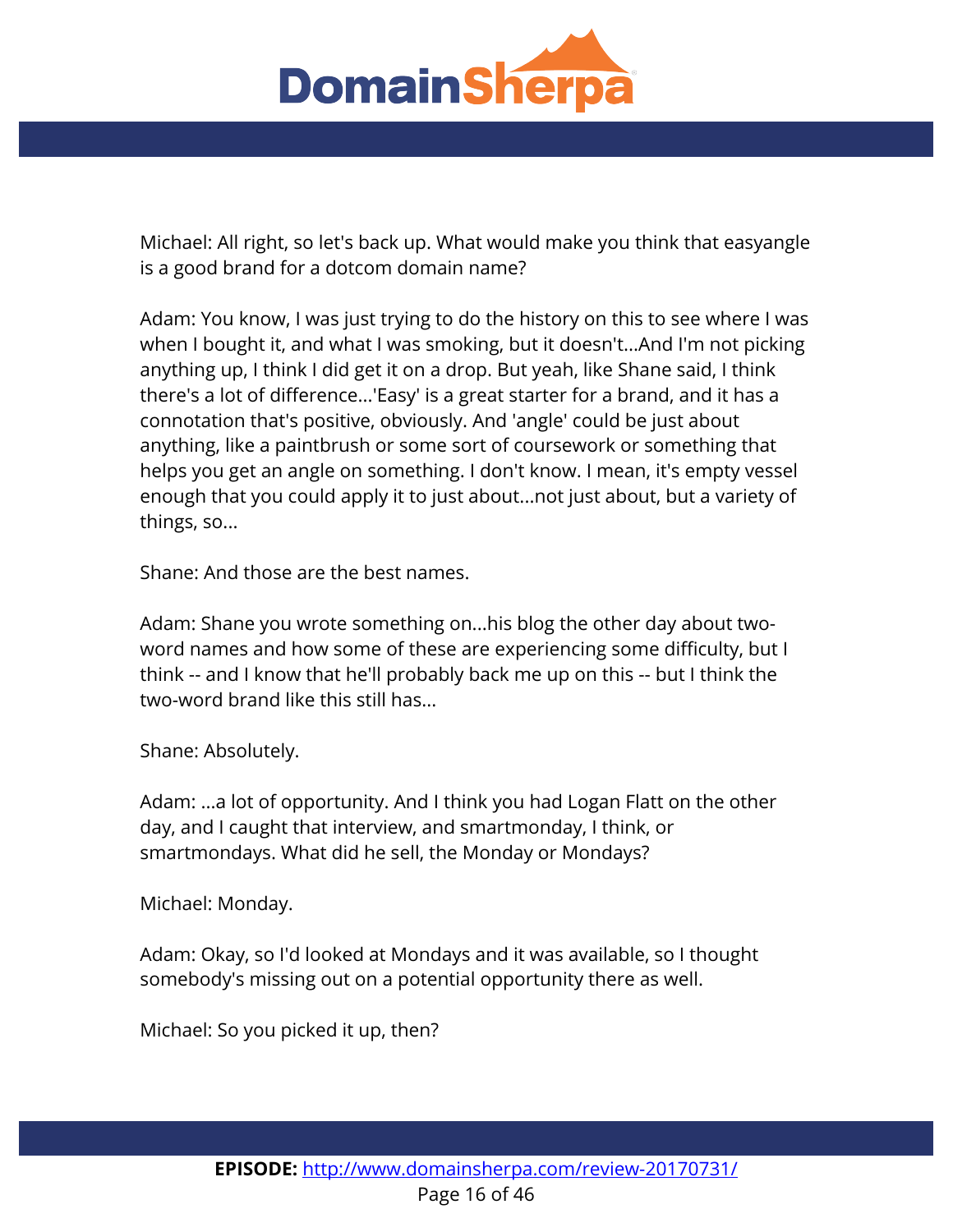Michael: All right, so let's back up. What would make you think that easyangle is a good brand for a dotcom domain name?

Adam: You know, I was just trying to do the history on this to see where I was when I bought it, and what I was smoking, but it doesn't...And I'm not picking anything up, I think I did get it on a drop. But yeah, like Shane said, I think there's a lot of difference...'Easy' is a great starter for a brand, and it has a connotation that's positive, obviously. And 'angle' could be just about anything, like a paintbrush or some sort of coursework or something that helps you get an angle on something. I don't know. I mean, it's empty vessel enough that you could apply it to just about...not just about, but a variety of things, so...

Shane: And those are the best names.

Adam: Shane you wrote something on...his blog the other day about two-word names and how some of these are experiencing some difficulty, but I think -- and I know that he'll probably back me up on this -- but I think the two-word brand like this still has...

Shane: Absolutely.

Adam: ...a lot of opportunity. And I think you had Logan Flatt on the other day, and I caught that interview, and smartmonday, I think, or smartmondays. What did he sell, the Monday or Mondays?

Michael: Monday.

Adam: Okay, so I'd looked at Mondays and it was available, so I thought somebody's missing out on a potential opportunity there as well.

Michael: So you picked it up, then?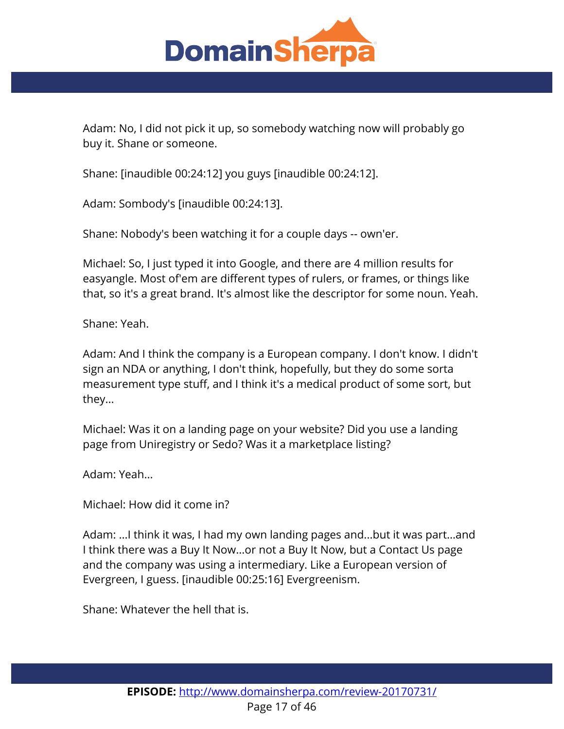Adam: No, I did not pick it up, so somebody watching now will probably go buy it. Shane or someone.

Shane: [inaudible 00:24:12] you guys [inaudible 00:24:12].

Adam: Sombody's [inaudible 00:24:13].

Shane: Nobody's been watching it for a couple days -- own'er.

Michael: So, I just typed it into Google, and there are 4 million results for easyangle. Most of'em are different types of rulers, or frames, or things like that, so it's a great brand. It's almost like the descriptor for some noun. Yeah.

Shane: Yeah.

Adam: And I think the company is a European company. I don't know. I didn't sign an NDA or anything, I don't think, hopefully, but they do some sorta measurement type stuff, and I think it's a medical product of some sort, but they...

Michael: Was it on a landing page on your website? Did you use a landing page from Uniregistry or Sedo? Was it a marketplace listing?

Adam: Yeah...

Michael: How did it come in?

Adam: ...I think it was, I had my own landing pages and...but it was part...and I think there was a Buy It Now...or not a Buy It Now, but a Contact Us page and the company was using a intermediary. Like a European version of Evergreen, I guess. [inaudible 00:25:16] Evergreenism.

Shane: Whatever the hell that is.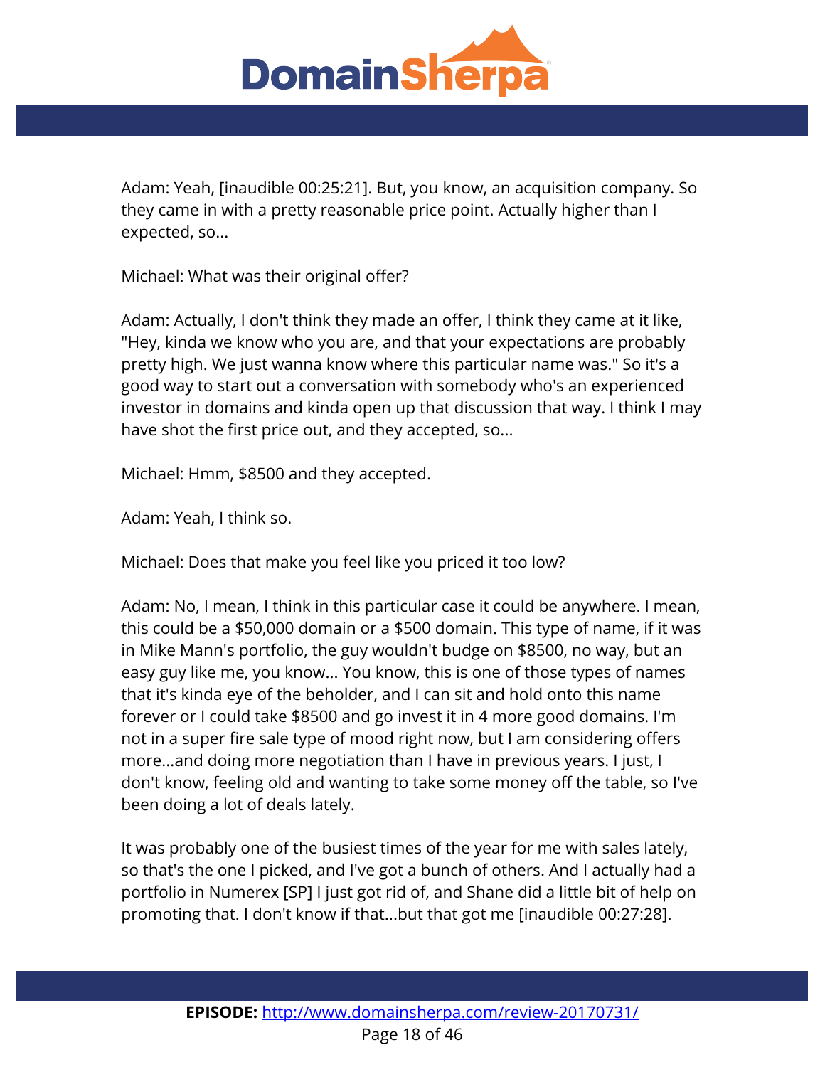Adam: Yeah, [inaudible 00:25:21]. But, you know, an acquisition company. So they came in with a pretty reasonable price point. Actually higher than I expected, so...

Michael: What was their original offer?

Adam: Actually, I don't think they made an offer, I think they came at it like, "Hey, kinda we know who you are, and that your expectations are probably pretty high. We just wanna know where this particular name was." So it's a good way to start out a conversation with somebody who's an experienced investor in domains and kinda open up that discussion that way. I think I may have shot the first price out, and they accepted, so...

Michael: Hmm, $8500 and they accepted.

Adam: Yeah, I think so.

Michael: Does that make you feel like you priced it too low?

Adam: No, I mean, I think in this particular case it could be anywhere. I mean, this could be a $50,000 domain or a $500 domain. This type of name, if it was in Mike Mann's portfolio, the guy wouldn't budge on $8500, no way, but an easy guy like me, you know... You know, this is one of those types of names that it's kinda eye of the beholder, and I can sit and hold onto this name forever or I could take $8500 and go invest it in 4 more good domains. I'm not in a super fire sale type of mood right now, but I am considering offers more...and doing more negotiation than I have in previous years. I just, I don't know, feeling old and wanting to take some money off the table, so I've been doing a lot of deals lately.

It was probably one of the busiest times of the year for me with sales lately, so that's the one I picked, and I've got a bunch of others. And I actually had a portfolio in Numerex [SP] I just got rid of, and Shane did a little bit of help on promoting that. I don't know if that...but that got me [inaudible 00:27:28].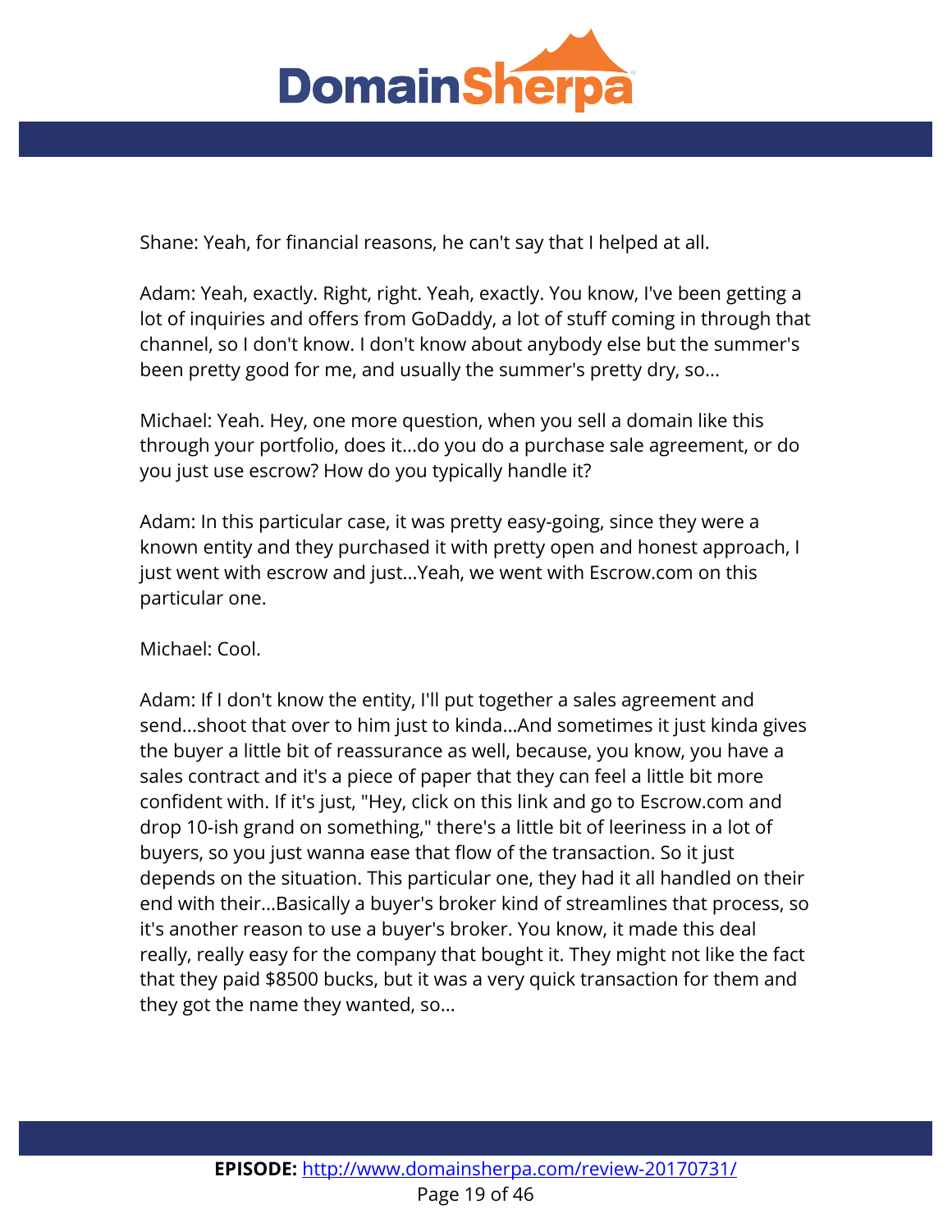Shane: Yeah, for financial reasons, he can't say that I helped at all.

Adam: Yeah, exactly. Right, right. Yeah, exactly. You know, I've been getting a lot of inquiries and offers from GoDaddy, a lot of stuff coming in through that channel, so I don't know. I don't know about anybody else but the summer's been pretty good for me, and usually the summer's pretty dry, so...

Michael: Yeah. Hey, one more question, when you sell a domain like this through your portfolio, does it...do you do a purchase sale agreement, or do you just use escrow? How do you typically handle it?

Adam: In this particular case, it was pretty easy-going, since they were a known entity and they purchased it with pretty open and honest approach, I just went with escrow and just...Yeah, we went with Escrow.com on this particular one.

Michael: Cool.

Adam: If I don't know the entity, I'll put together a sales agreement and send...shoot that over to him just to kinda...And sometimes it just kinda gives the buyer a little bit of reassurance as well, because, you know, you have a sales contract and it's a piece of paper that they can feel a little bit more confident with. If it's just, "Hey, click on this link and go to Escrow.com and drop 10-ish grand on something," there's a little bit of leeriness in a lot of buyers, so you just wanna ease that flow of the transaction. So it just depends on the situation. This particular one, they had it all handled on their end with their...Basically a buyer's broker kind of streamlines that process, so it's another reason to use a buyer's broker. You know, it made this deal really, really easy for the company that bought it. They might not like the fact that they paid $8500 bucks, but it was a very quick transaction for them and they got the name they wanted, so...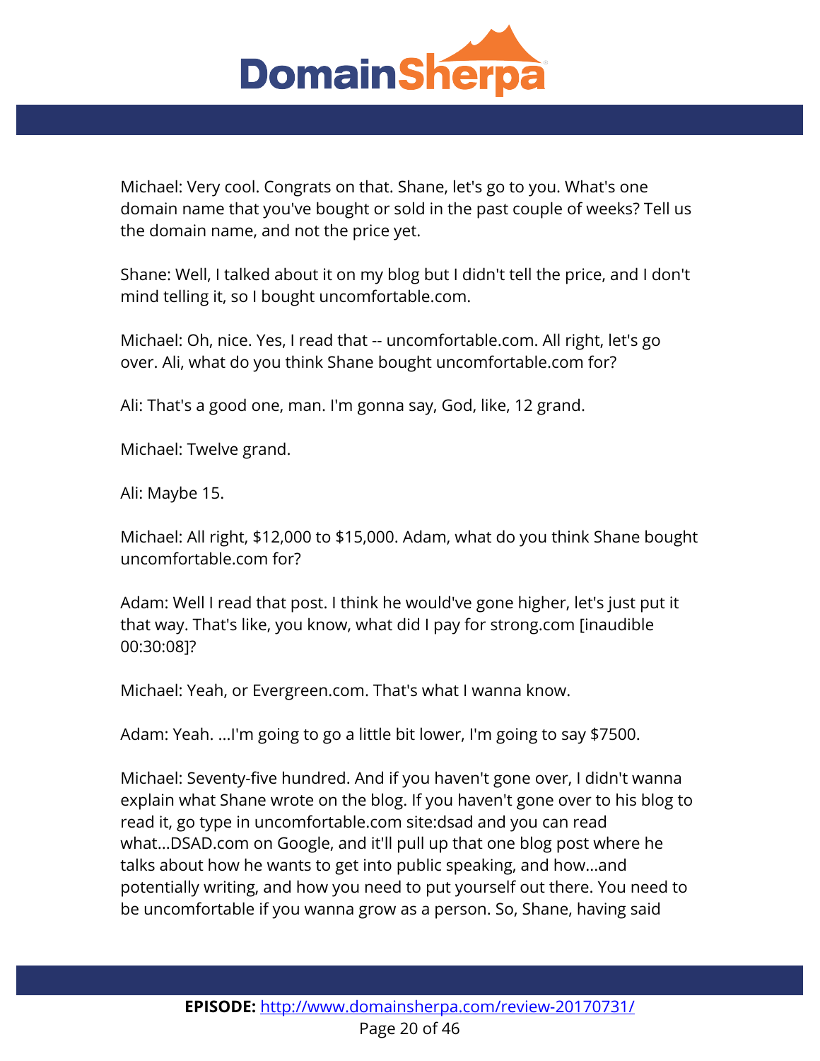Michael: Very cool. Congrats on that. Shane, let's go to you. What's one domain name that you've bought or sold in the past couple of weeks? Tell us the domain name, and not the price yet.

Shane: Well, I talked about it on my blog but I didn't tell the price, and I don't mind telling it, so I bought uncomfortable.com.

Michael: Oh, nice. Yes, I read that -- uncomfortable.com. All right, let's go over. Ali, what do you think Shane bought uncomfortable.com for?

Ali: That's a good one, man. I'm gonna say, God, like, 12 grand.

Michael: Twelve grand.

Ali: Maybe 15.

Michael: All right, $12,000 to $15,000. Adam, what do you think Shane bought uncomfortable.com for?

Adam: Well I read that post. I think he would've gone higher, let's just put it that way. That's like, you know, what did I pay for strong.com [inaudible 00:30:08]?

Michael: Yeah, or Evergreen.com. That's what I wanna know.

Adam: Yeah. ...I'm going to go a little bit lower, I'm going to say $7500.

Michael: Seventy-five hundred. And if you haven't gone over, I didn't wanna explain what Shane wrote on the blog. If you haven't gone over to his blog to read it, go type in uncomfortable.com site:dsad and you can read what...DSAD.com on Google, and it'll pull up that one blog post where he talks about how he wants to get into public speaking, and how...and potentially writing, and how you need to put yourself out there. You need to be uncomfortable if you wanna grow as a person. So, Shane, having said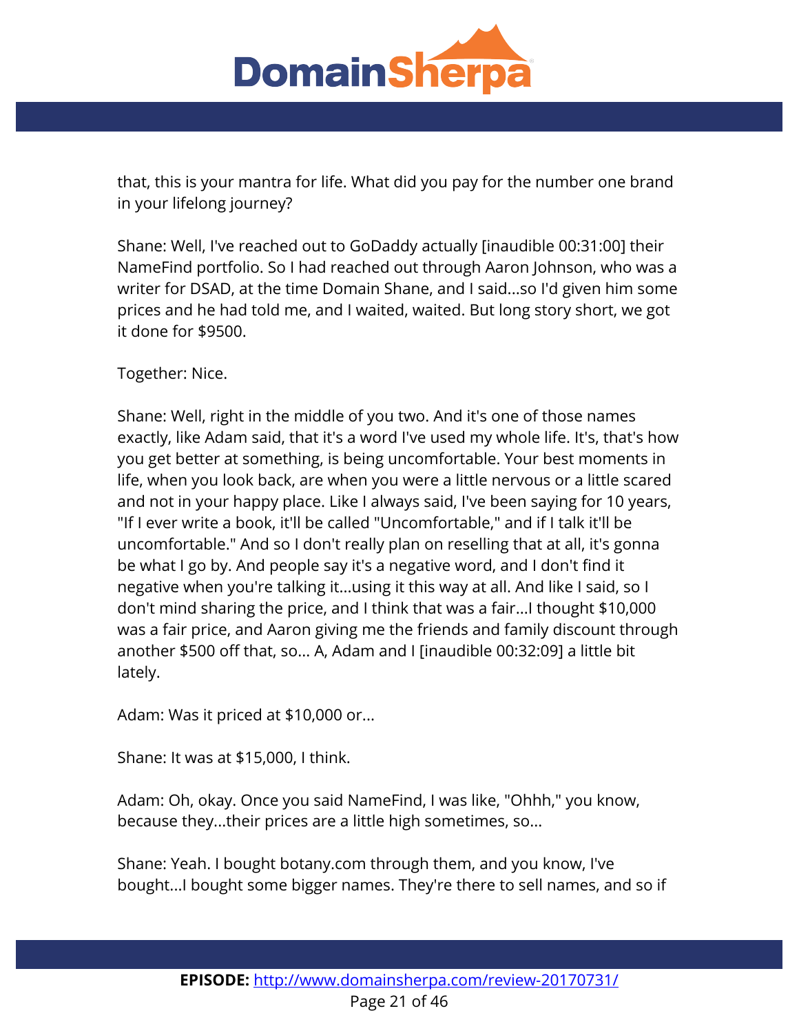that, this is your mantra for life. What did you pay for the number one brand in your lifelong journey?

Shane: Well, I've reached out to GoDaddy actually [inaudible 00:31:00] their NameFind portfolio. So I had reached out through Aaron Johnson, who was a writer for DSAD, at the time Domain Shane, and I said...so I'd given him some prices and he had told me, and I waited, waited. But long story short, we got it done for $9500.

Together: Nice.

Shane: Well, right in the middle of you two. And it's one of those names exactly, like Adam said, that it's a word I've used my whole life. It's, that's how you get better at something, is being uncomfortable. Your best moments in life, when you look back, are when you were a little nervous or a little scared and not in your happy place. Like I always said, I've been saying for 10 years, "If I ever write a book, it'll be called "Uncomfortable," and if I talk it'll be uncomfortable." And so I don't really plan on reselling that at all, it's gonna be what I go by. And people say it's a negative word, and I don't find it negative when you're talking it...using it this way at all. And like I said, so I don't mind sharing the price, and I think that was a fair...I thought $10,000 was a fair price, and Aaron giving me the friends and family discount through another $500 off that, so... A, Adam and I [inaudible 00:32:09] a little bit lately.

Adam: Was it priced at $10,000 or...

Shane: It was at $15,000, I think.

Adam: Oh, okay. Once you said NameFind, I was like, "Ohhh," you know, because they...their prices are a little high sometimes, so...

Shane: Yeah. I bought botany.com through them, and you know, I've bought...I bought some bigger names. They're there to sell names, and so if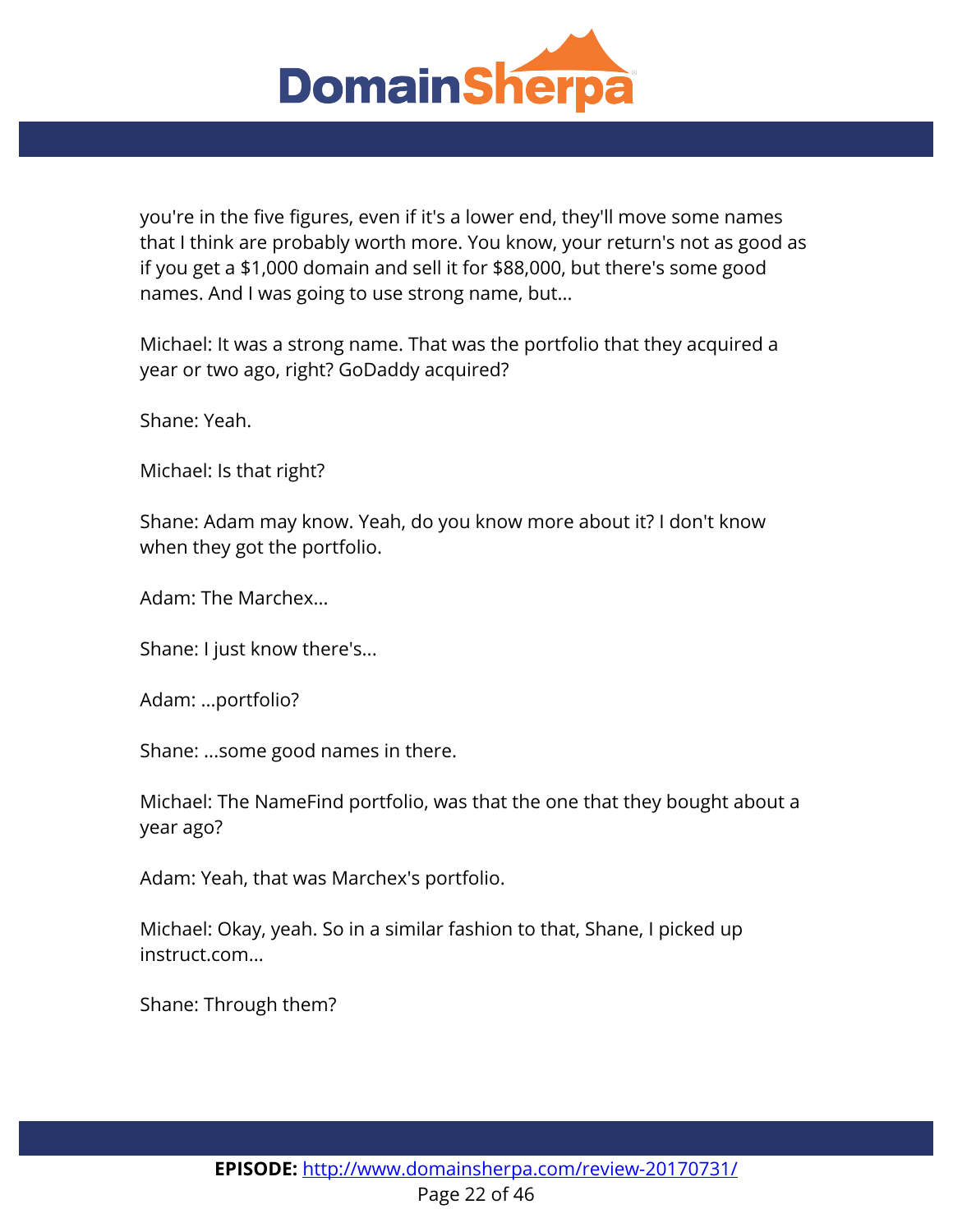you're in the five figures, even if it's a lower end, they'll move some names that I think are probably worth more. You know, your return's not as good as if you get a $1,000 domain and sell it for $88,000, but there's some good names. And I was going to use strong name, but...

Michael: It was a strong name. That was the portfolio that they acquired a year or two ago, right? GoDaddy acquired?

Shane: Yeah.

Michael: Is that right?

Shane: Adam may know. Yeah, do you know more about it? I don't know when they got the portfolio.

Adam: The Marchex...

Shane: I just know there's...

Adam: ...portfolio?

Shane: ...some good names in there.

Michael: The NameFind portfolio, was that the one that they bought about a year ago?

Adam: Yeah, that was Marchex's portfolio.

Michael: Okay, yeah. So in a similar fashion to that, Shane, I picked up instruct.com...

Shane: Through them?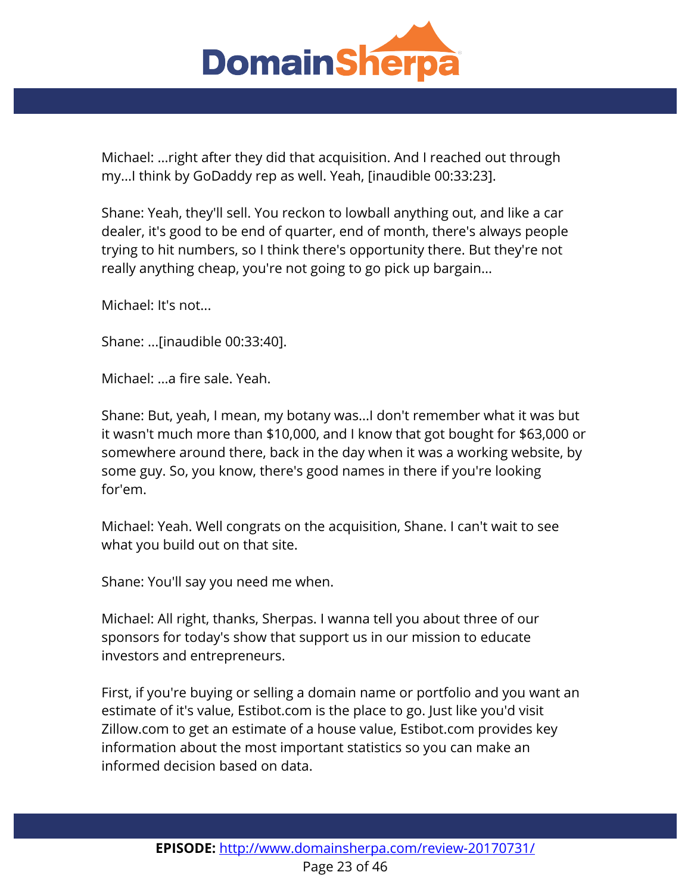Michael: ...right after they did that acquisition. And I reached out through my...I think by GoDaddy rep as well. Yeah, [inaudible 00:33:23].

Shane: Yeah, they'll sell. You reckon to lowball anything out, and like a car dealer, it's good to be end of quarter, end of month, there's always people trying to hit numbers, so I think there's opportunity there. But they're not really anything cheap, you're not going to go pick up bargain...

Michael: It's not...

Shane: ...[inaudible 00:33:40].

Michael: ...a fire sale. Yeah.

Shane: But, yeah, I mean, my botany was...I don't remember what it was but it wasn't much more than $10,000, and I know that got bought for $63,000 or somewhere around there, back in the day when it was a working website, by some guy. So, you know, there's good names in there if you're looking for'em.

Michael: Yeah. Well congrats on the acquisition, Shane. I can't wait to see what you build out on that site.

Shane: You'll say you need me when.

Michael: All right, thanks, Sherpas. I wanna tell you about three of our sponsors for today's show that support us in our mission to educate investors and entrepreneurs.

First, if you're buying or selling a domain name or portfolio and you want an estimate of it's value, Estibot.com is the place to go. Just like you'd visit Zillow.com to get an estimate of a house value, Estibot.com provides key information about the most important statistics so you can make an informed decision based on data.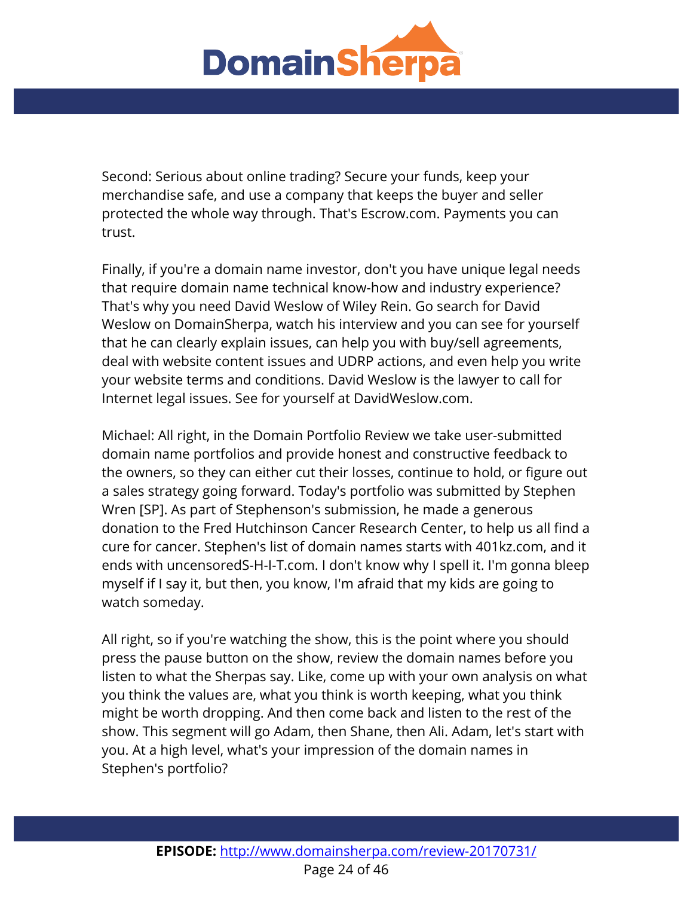Second: Serious about online trading? Secure your funds, keep your merchandise safe, and use a company that keeps the buyer and seller protected the whole way through. That's Escrow.com. Payments you can trust.

Finally, if you're a domain name investor, don't you have unique legal needs that require domain name technical know-how and industry experience? That's why you need David Weslow of Wiley Rein. Go search for David Weslow on DomainSherpa, watch his interview and you can see for yourself that he can clearly explain issues, can help you with buy/sell agreements, deal with website content issues and UDRP actions, and even help you write your website terms and conditions. David Weslow is the lawyer to call for Internet legal issues. See for yourself at DavidWeslow.com.

Michael: All right, in the Domain Portfolio Review we take user-submitted domain name portfolios and provide honest and constructive feedback to the owners, so they can either cut their losses, continue to hold, or figure out a sales strategy going forward. Today's portfolio was submitted by Stephen Wren [SP]. As part of Stephenson's submission, he made a generous donation to the Fred Hutchinson Cancer Research Center, to help us all find a cure for cancer. Stephen's list of domain names starts with 401kz.com, and it ends with uncensoredS-H-I-T.com. I don't know why I spell it. I'm gonna bleep myself if I say it, but then, you know, I'm afraid that my kids are going to watch someday.

All right, so if you're watching the show, this is the point where you should press the pause button on the show, review the domain names before you listen to what the Sherpas say. Like, come up with your own analysis on what you think the values are, what you think is worth keeping, what you think might be worth dropping. And then come back and listen to the rest of the show. This segment will go Adam, then Shane, then Ali. Adam, let's start with you. At a high level, what's your impression of the domain names in Stephen's portfolio?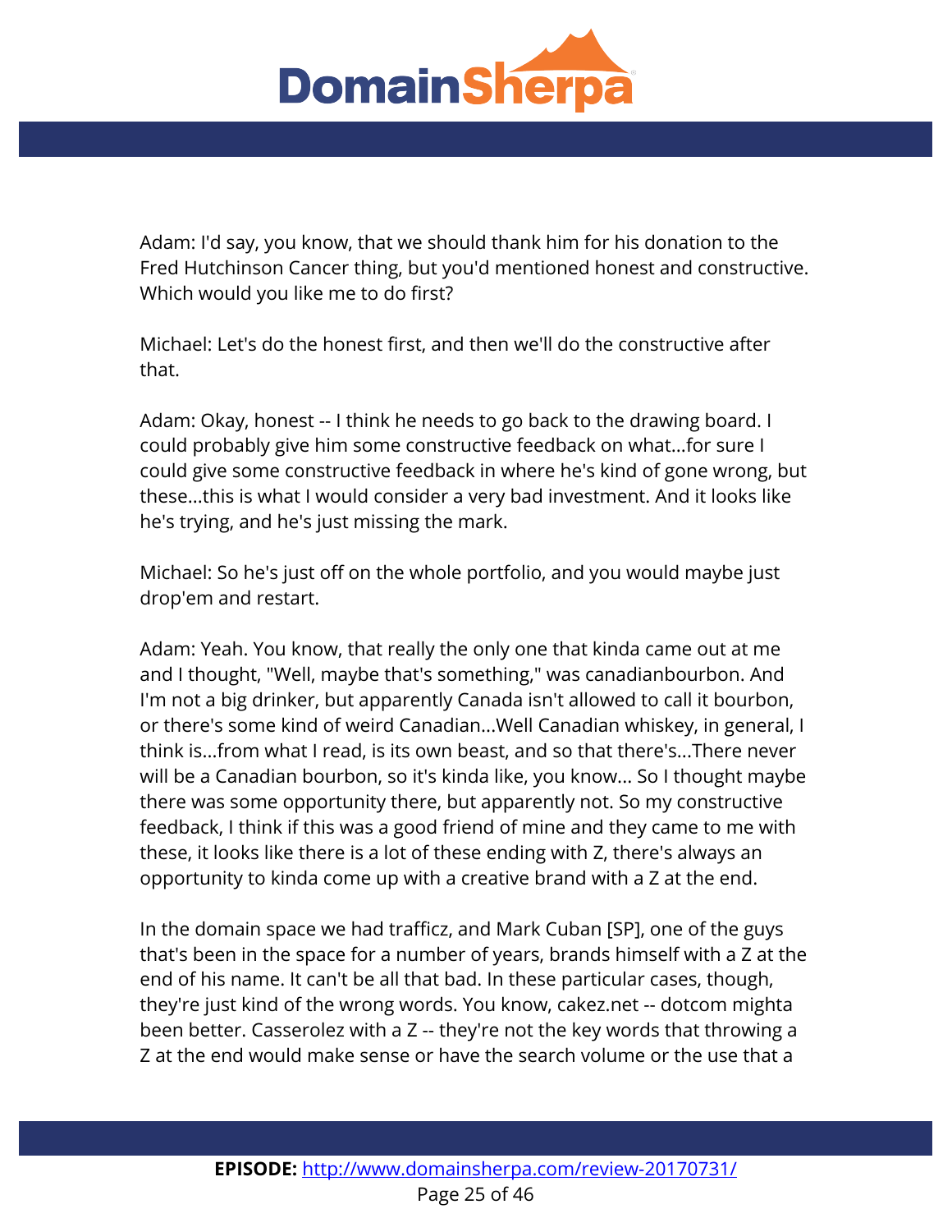Adam: I'd say, you know, that we should thank him for his donation to the Fred Hutchinson Cancer thing, but you'd mentioned honest and constructive. Which would you like me to do first?

Michael: Let's do the honest first, and then we'll do the constructive after that.

Adam: Okay, honest -- I think he needs to go back to the drawing board. I could probably give him some constructive feedback on what...for sure I could give some constructive feedback in where he's kind of gone wrong, but these...this is what I would consider a very bad investment. And it looks like he's trying, and he's just missing the mark.

Michael: So he's just off on the whole portfolio, and you would maybe just drop'em and restart.

Adam: Yeah. You know, that really the only one that kinda came out at me and I thought, "Well, maybe that's something," was canadianbourbon. And I'm not a big drinker, but apparently Canada isn't allowed to call it bourbon, or there's some kind of weird Canadian...Well Canadian whiskey, in general, I think is...from what I read, is its own beast, and so that there's...There never will be a Canadian bourbon, so it's kinda like, you know... So I thought maybe there was some opportunity there, but apparently not. So my constructive feedback, I think if this was a good friend of mine and they came to me with these, it looks like there is a lot of these ending with Z, there's always an opportunity to kinda come up with a creative brand with a Z at the end.

In the domain space we had trafficz, and Mark Cuban [SP], one of the guys that's been in the space for a number of years, brands himself with a Z at the end of his name. It can't be all that bad. In these particular cases, though, they're just kind of the wrong words. You know, cakez.net -- dotcom mighta been better. Casserolez with a Z -- they're not the key words that throwing a Z at the end would make sense or have the search volume or the use that a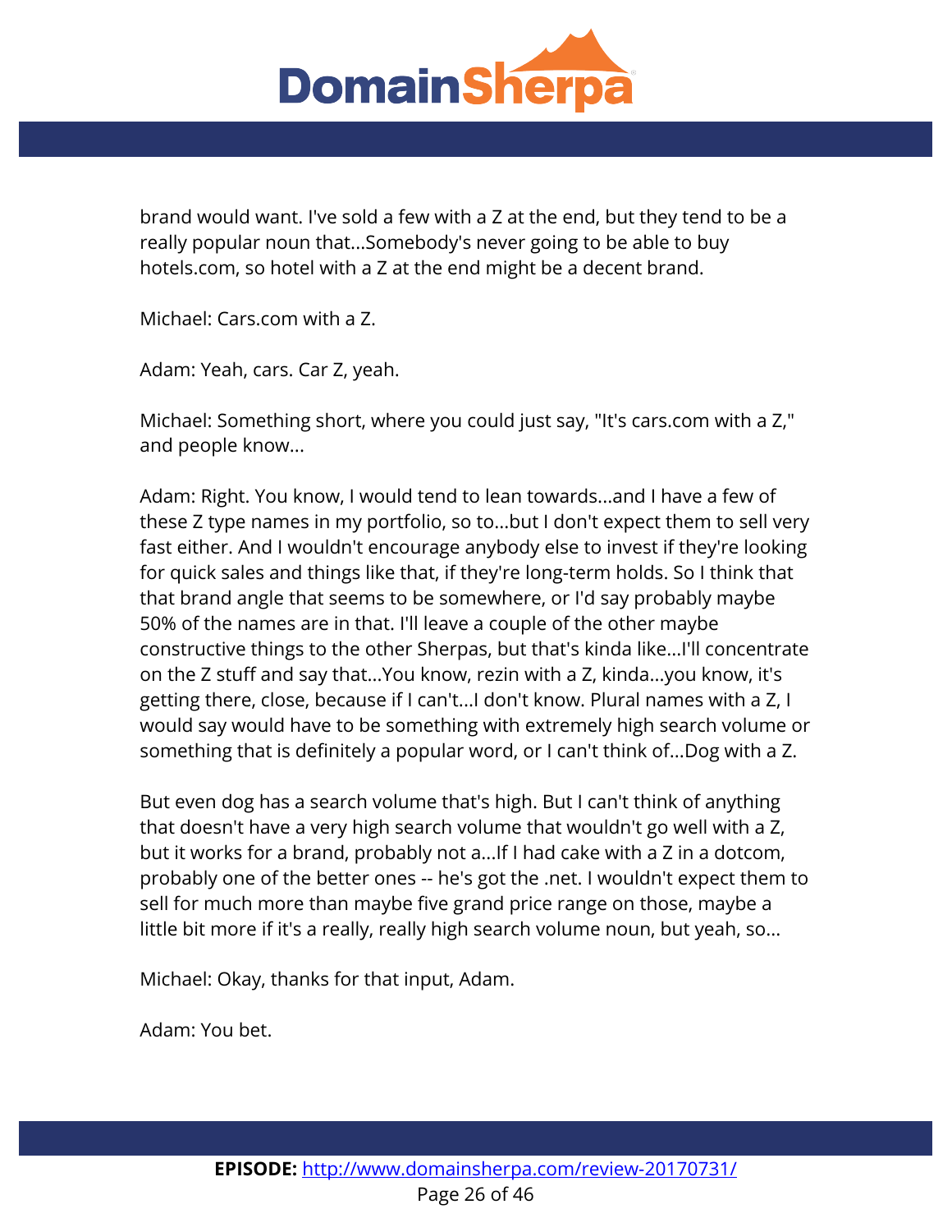brand would want. I've sold a few with a Z at the end, but they tend to be a really popular noun that...Somebody's never going to be able to buy hotels.com, so hotel with a Z at the end might be a decent brand.

Michael: Cars.com with a Z.

Adam: Yeah, cars. Car Z, yeah.

Michael: Something short, where you could just say, "It's cars.com with a Z," and people know...

Adam: Right. You know, I would tend to lean towards...and I have a few of these Z type names in my portfolio, so to...but I don't expect them to sell very fast either. And I wouldn't encourage anybody else to invest if they're looking for quick sales and things like that, if they're long-term holds. So I think that that brand angle that seems to be somewhere, or I'd say probably maybe 50% of the names are in that. I'll leave a couple of the other maybe constructive things to the other Sherpas, but that's kinda like...I'll concentrate on the Z stuff and say that...You know, rezin with a Z, kinda...you know, it's getting there, close, because if I can't...I don't know. Plural names with a Z, I would say would have to be something with extremely high search volume or something that is definitely a popular word, or I can't think of...Dog with a Z.

But even dog has a search volume that's high. But I can't think of anything that doesn't have a very high search volume that wouldn't go well with a Z, but it works for a brand, probably not a...If I had cake with a Z in a dotcom, probably one of the better ones -- he's got the .net. I wouldn't expect them to sell for much more than maybe five grand price range on those, maybe a little bit more if it's a really, really high search volume noun, but yeah, so...

Michael: Okay, thanks for that input, Adam.

Adam: You bet.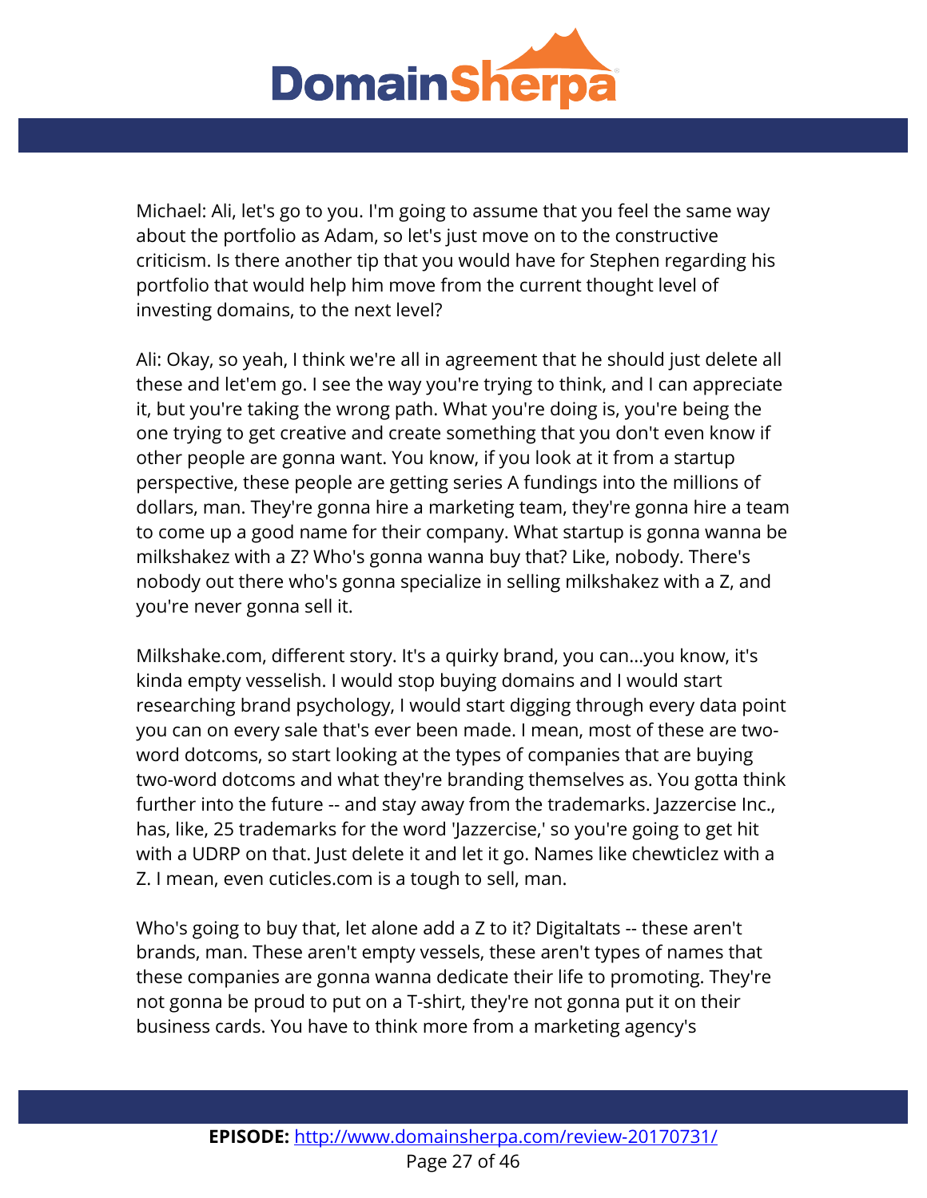Michael: Ali, let's go to you. I'm going to assume that you feel the same way about the portfolio as Adam, so let's just move on to the constructive criticism. Is there another tip that you would have for Stephen regarding his portfolio that would help him move from the current thought level of investing domains, to the next level?

Ali: Okay, so yeah, I think we're all in agreement that he should just delete all these and let'em go. I see the way you're trying to think, and I can appreciate it, but you're taking the wrong path. What you're doing is, you're being the one trying to get creative and create something that you don't even know if other people are gonna want. You know, if you look at it from a startup perspective, these people are getting series A fundings into the millions of dollars, man. They're gonna hire a marketing team, they're gonna hire a team to come up a good name for their company. What startup is gonna wanna be milkshakez with a Z? Who's gonna wanna buy that? Like, nobody. There's nobody out there who's gonna specialize in selling milkshakez with a Z, and you're never gonna sell it.

Milkshake.com, different story. It's a quirky brand, you can...you know, it's kinda empty vesselish. I would stop buying domains and I would start researching brand psychology, I would start digging through every data point you can on every sale that's ever been made. I mean, most of these are two-word dotcoms, so start looking at the types of companies that are buying two-word dotcoms and what they're branding themselves as. You gotta think further into the future -- and stay away from the trademarks. Jazzercise Inc., has, like, 25 trademarks for the word 'Jazzercise,' so you're going to get hit with a UDRP on that. Just delete it and let it go. Names like chewticlez with a Z. I mean, even cuticles.com is a tough to sell, man.

Who's going to buy that, let alone add a Z to it? Digitaltats -- these aren't brands, man. These aren't empty vessels, these aren't types of names that these companies are gonna wanna dedicate their life to promoting. They're not gonna be proud to put on a T-shirt, they're not gonna put it on their business cards. You have to think more from a marketing agency's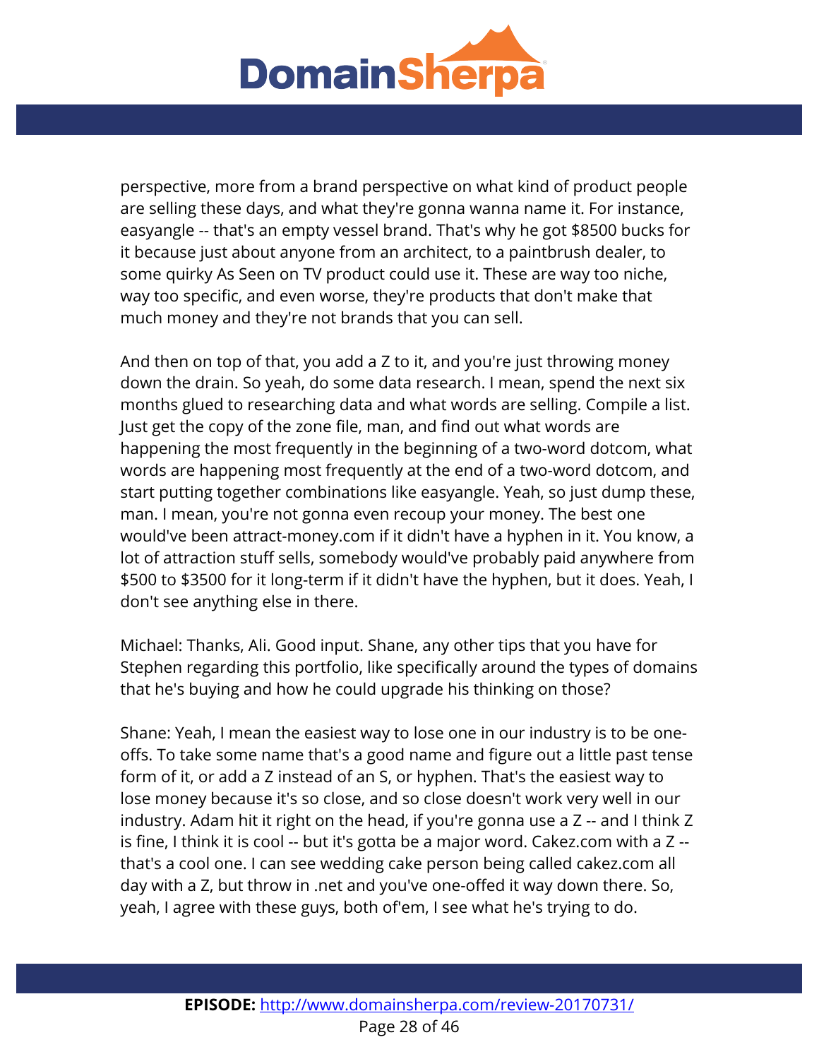perspective, more from a brand perspective on what kind of product people are selling these days, and what they're gonna wanna name it. For instance, easyangle -- that's an empty vessel brand. That's why he got $8500 bucks for it because just about anyone from an architect, to a paintbrush dealer, to some quirky As Seen on TV product could use it. These are way too niche, way too specific, and even worse, they're products that don't make that much money and they're not brands that you can sell.

And then on top of that, you add a Z to it, and you're just throwing money down the drain. So yeah, do some data research. I mean, spend the next six months glued to researching data and what words are selling. Compile a list. Just get the copy of the zone file, man, and find out what words are happening the most frequently in the beginning of a two-word dotcom, what words are happening most frequently at the end of a two-word dotcom, and start putting together combinations like easyangle. Yeah, so just dump these, man. I mean, you're not gonna even recoup your money. The best one would've been attract-money.com if it didn't have a hyphen in it. You know, a lot of attraction stuff sells, somebody would've probably paid anywhere from $500 to $3500 for it long-term if it didn't have the hyphen, but it does. Yeah, I don't see anything else in there.

Michael: Thanks, Ali. Good input. Shane, any other tips that you have for Stephen regarding this portfolio, like specifically around the types of domains that he's buying and how he could upgrade his thinking on those?

Shane: Yeah, I mean the easiest way to lose one in our industry is to be one-offs. To take some name that's a good name and figure out a little past tense form of it, or add a Z instead of an S, or hyphen. That's the easiest way to lose money because it's so close, and so close doesn't work very well in our industry. Adam hit it right on the head, if you're gonna use a Z -- and I think Z is fine, I think it is cool -- but it's gotta be a major word. Cakez.com with a Z -- that's a cool one. I can see wedding cake person being called cakez.com all day with a Z, but throw in .net and you've one-offed it way down there. So, yeah, I agree with these guys, both of'em, I see what he's trying to do.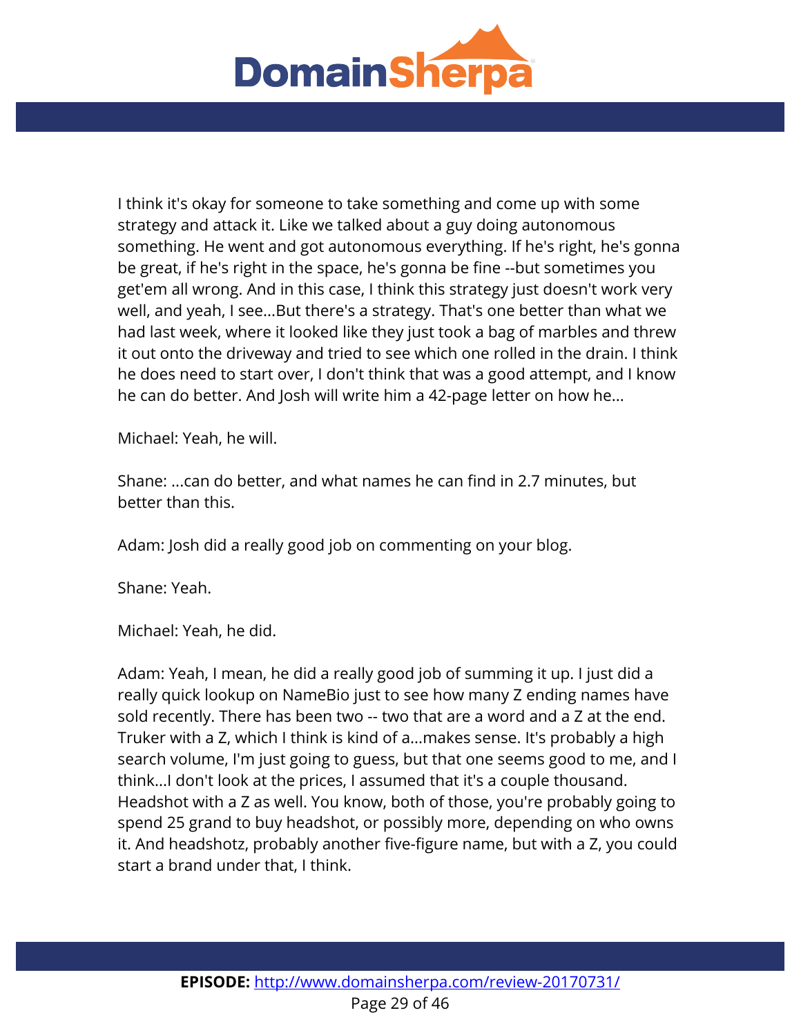I think it's okay for someone to take something and come up with some strategy and attack it. Like we talked about a guy doing autonomous something. He went and got autonomous everything. If he's right, he's gonna be great, if he's right in the space, he's gonna be fine --but sometimes you get'em all wrong. And in this case, I think this strategy just doesn't work very well, and yeah, I see...But there's a strategy. That's one better than what we had last week, where it looked like they just took a bag of marbles and threw it out onto the driveway and tried to see which one rolled in the drain. I think he does need to start over, I don't think that was a good attempt, and I know he can do better. And Josh will write him a 42-page letter on how he...

Michael: Yeah, he will.

Shane: ...can do better, and what names he can find in 2.7 minutes, but better than this.

Adam: Josh did a really good job on commenting on your blog.

Shane: Yeah.

Michael: Yeah, he did.

Adam: Yeah, I mean, he did a really good job of summing it up. I just did a really quick lookup on NameBio just to see how many Z ending names have sold recently. There has been two -- two that are a word and a Z at the end. Truker with a Z, which I think is kind of a...makes sense. It's probably a high search volume, I'm just going to guess, but that one seems good to me, and I think...I don't look at the prices, I assumed that it's a couple thousand. Headshot with a Z as well. You know, both of those, you're probably going to spend 25 grand to buy headshot, or possibly more, depending on who owns it. And headshotz, probably another five-figure name, but with a Z, you could start a brand under that, I think.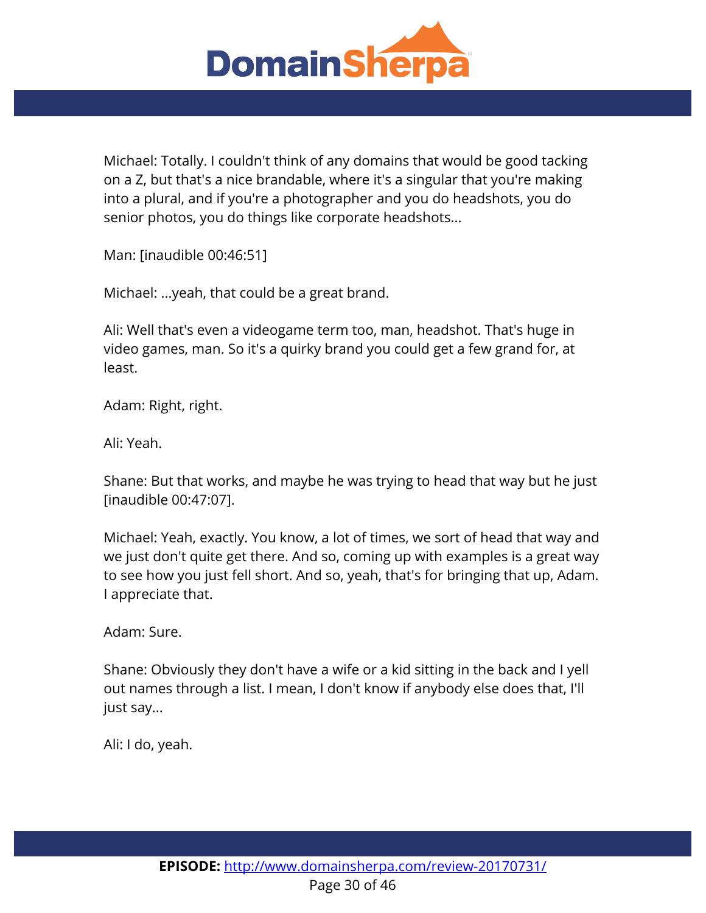Michael: Totally. I couldn't think of any domains that would be good tacking on a Z, but that's a nice brandable, where it's a singular that you're making into a plural, and if you're a photographer and you do headshots, you do senior photos, you do things like corporate headshots...

Man: [inaudible 00:46:51]

Michael: ...yeah, that could be a great brand.

Ali: Well that's even a videogame term too, man, headshot. That's huge in video games, man. So it's a quirky brand you could get a few grand for, at least.

Adam: Right, right.

Ali: Yeah.

Shane: But that works, and maybe he was trying to head that way but he just [inaudible 00:47:07].

Michael: Yeah, exactly. You know, a lot of times, we sort of head that way and we just don't quite get there. And so, coming up with examples is a great way to see how you just fell short. And so, yeah, that's for bringing that up, Adam. I appreciate that.

Adam: Sure.

Shane: Obviously they don't have a wife or a kid sitting in the back and I yell out names through a list. I mean, I don't know if anybody else does that, I'll just say...

Ali: I do, yeah.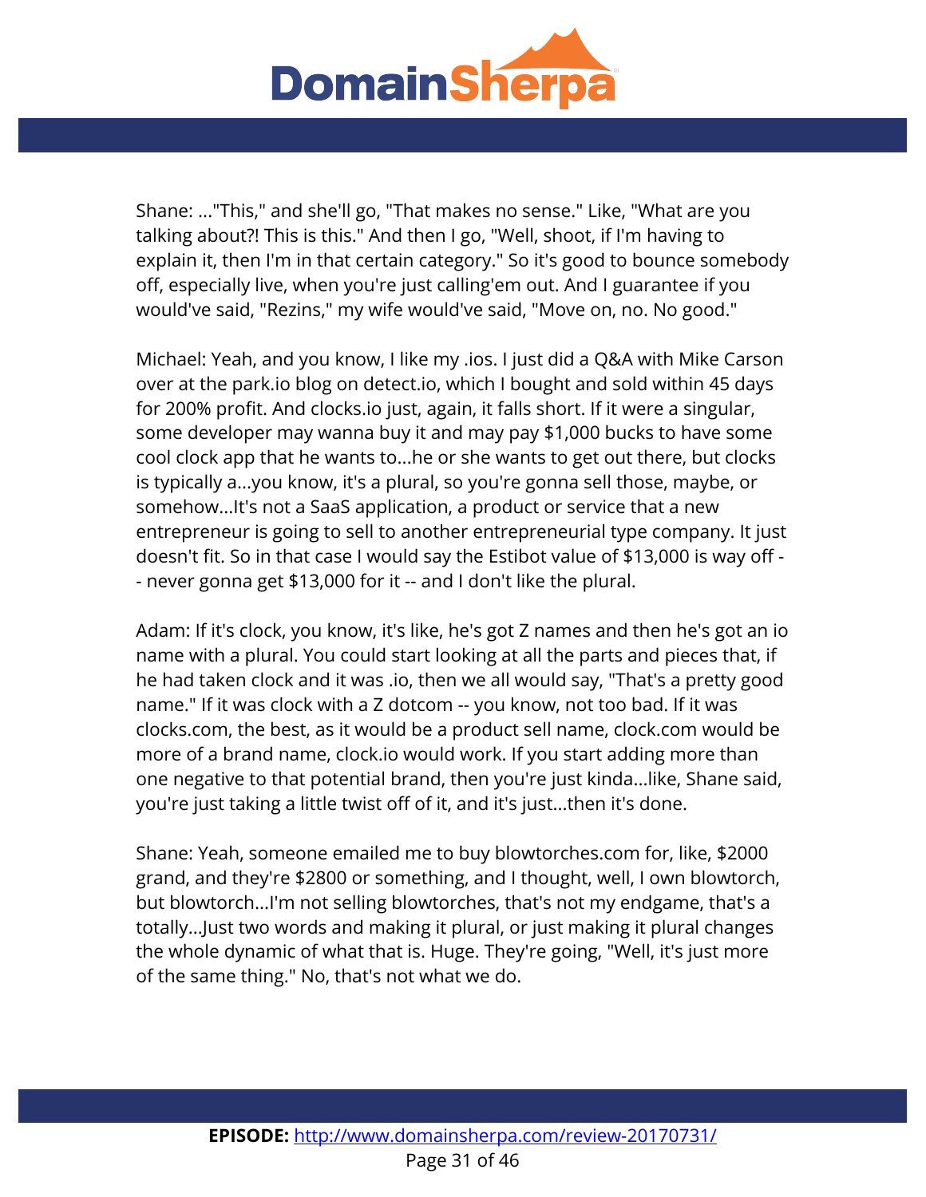Shane: ..."This," and she'll go, "That makes no sense." Like, "What are you talking about?! This is this." And then I go, "Well, shoot, if I'm having to explain it, then I'm in that certain category." So it's good to bounce somebody off, especially live, when you're just calling'em out. And I guarantee if you would've said, "Rezins," my wife would've said, "Move on, no. No good."

Michael: Yeah, and you know, I like my .ios. I just did a Q&A with Mike Carson over at the park.io blog on detect.io, which I bought and sold within 45 days for 200% profit. And clocks.io just, again, it falls short. If it were a singular, some developer may wanna buy it and may pay $1,000 bucks to have some cool clock app that he wants to...he or she wants to get out there, but clocks is typically a...you know, it's a plural, so you're gonna sell those, maybe, or somehow...It's not a SaaS application, a product or service that a new entrepreneur is going to sell to another entrepreneurial type company. It just doesn't fit. So in that case I would say the Estibot value of $13,000 is way off -- never gonna get $13,000 for it -- and I don't like the plural.

Adam: If it's clock, you know, it's like, he's got Z names and then he's got an io name with a plural. You could start looking at all the parts and pieces that, if he had taken clock and it was .io, then we all would say, "That's a pretty good name." If it was clock with a Z dotcom -- you know, not too bad. If it was clocks.com, the best, as it would be a product sell name, clock.com would be more of a brand name, clock.io would work. If you start adding more than one negative to that potential brand, then you're just kinda...like, Shane said, you're just taking a little twist off of it, and it's just...then it's done.

Shane: Yeah, someone emailed me to buy blowtorches.com for, like, $2000 grand, and they're $2800 or something, and I thought, well, I own blowtorch, but blowtorch...I'm not selling blowtorches, that's not my endgame, that's a totally...Just two words and making it plural, or just making it plural changes the whole dynamic of what that is. Huge. They're going, "Well, it's just more of the same thing." No, that's not what we do.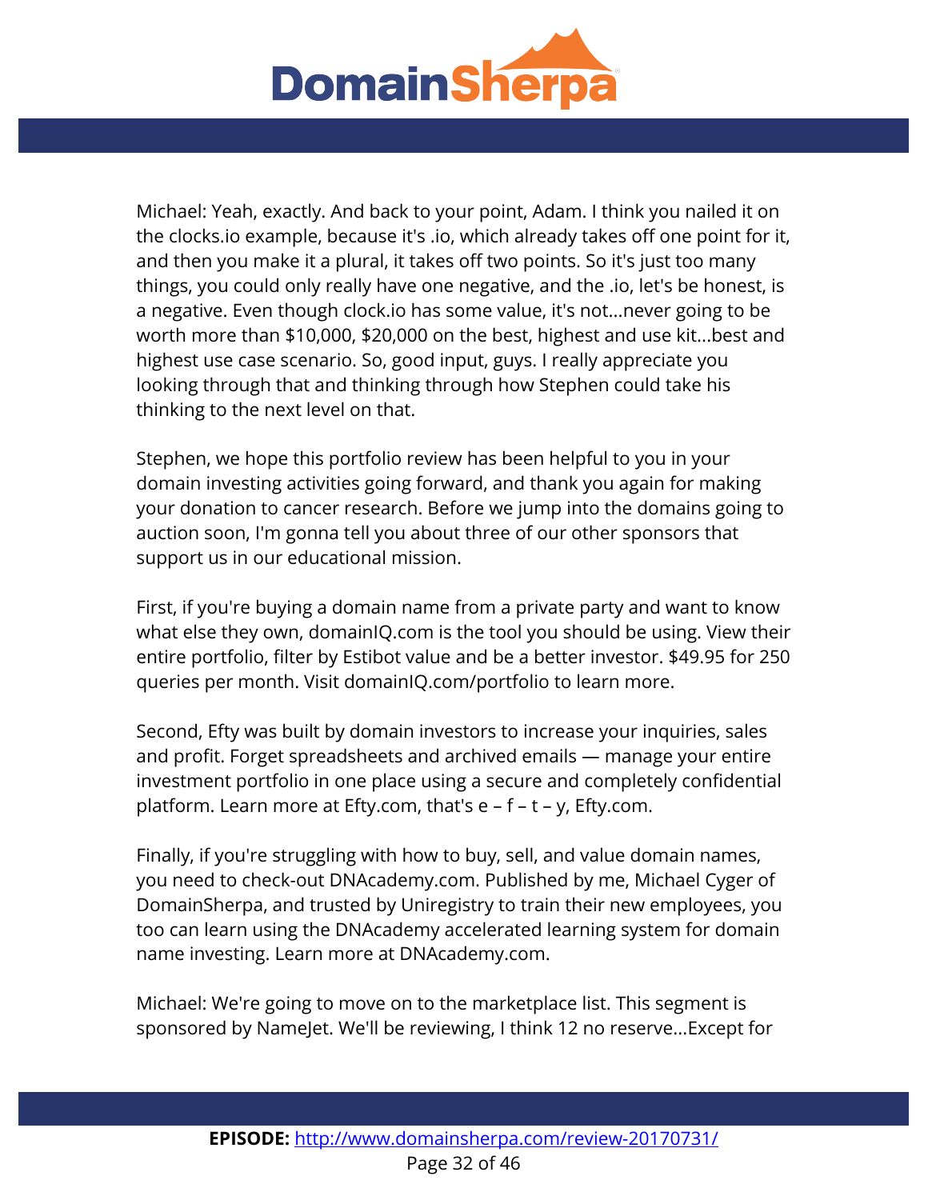Michael: Yeah, exactly. And back to your point, Adam. I think you nailed it on the clocks.io example, because it's .io, which already takes off one point for it, and then you make it a plural, it takes off two points. So it's just too many things, you could only really have one negative, and the .io, let's be honest, is a negative. Even though clock.io has some value, it's not...never going to be worth more than $10,000, $20,000 on the best, highest and use kit...best and highest use case scenario. So, good input, guys. I really appreciate you looking through that and thinking through how Stephen could take his thinking to the next level on that.

Stephen, we hope this portfolio review has been helpful to you in your domain investing activities going forward, and thank you again for making your donation to cancer research. Before we jump into the domains going to auction soon, I'm gonna tell you about three of our other sponsors that support us in our educational mission.

First, if you're buying a domain name from a private party and want to know what else they own, domainIQ.com is the tool you should be using. View their entire portfolio, filter by Estibot value and be a better investor. $49.95 for 250 queries per month. Visit domainIQ.com/portfolio to learn more.

Second, Efty was built by domain investors to increase your inquiries, sales and profit. Forget spreadsheets and archived emails — manage your entire investment portfolio in one place using a secure and completely confidential platform. Learn more at Efty.com, that's e – f – t – y, Efty.com.

Finally, if you're struggling with how to buy, sell, and value domain names, you need to check-out DNAcademy.com. Published by me, Michael Cyger of DomainSherpa, and trusted by Uniregistry to train their new employees, you too can learn using the DNAcademy accelerated learning system for domain name investing. Learn more at DNAcademy.com.

Michael: We're going to move on to the marketplace list. This segment is sponsored by NameJet. We'll be reviewing, I think 12 no reserve...Except for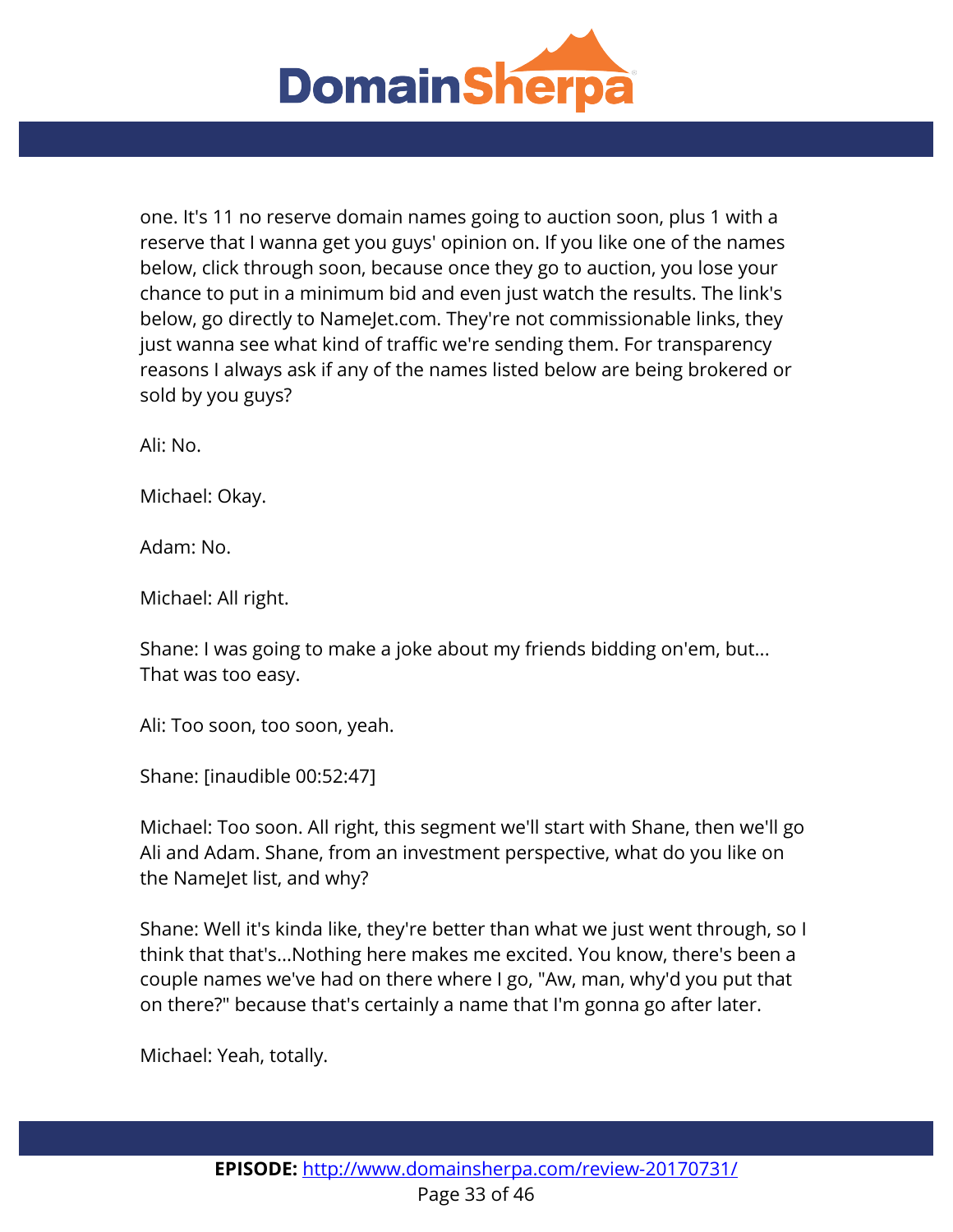one. It's 11 no reserve domain names going to auction soon, plus 1 with a reserve that I wanna get you guys' opinion on. If you like one of the names below, click through soon, because once they go to auction, you lose your chance to put in a minimum bid and even just watch the results. The link's below, go directly to NameJet.com. They're not commissionable links, they just wanna see what kind of traffic we're sending them. For transparency reasons I always ask if any of the names listed below are being brokered or sold by you guys?

Ali: No.

Michael: Okay.

Adam: No.

Michael: All right.

Shane: I was going to make a joke about my friends bidding on'em, but... That was too easy.

Ali: Too soon, too soon, yeah.

Shane: [inaudible 00:52:47]

Michael: Too soon. All right, this segment we'll start with Shane, then we'll go Ali and Adam. Shane, from an investment perspective, what do you like on the NameJet list, and why?

Shane: Well it's kinda like, they're better than what we just went through, so I think that that's...Nothing here makes me excited. You know, there's been a couple names we've had on there where I go, "Aw, man, why'd you put that on there?" because that's certainly a name that I'm gonna go after later.

Michael: Yeah, totally.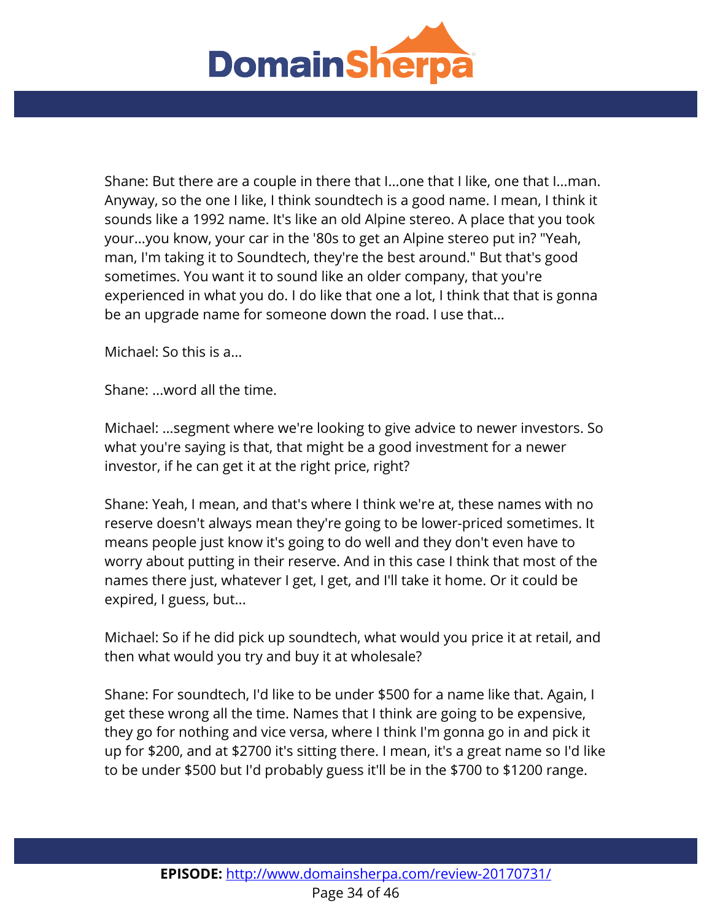Shane: But there are a couple in there that I...one that I like, one that I...man. Anyway, so the one I like, I think soundtech is a good name. I mean, I think it sounds like a 1992 name. It's like an old Alpine stereo. A place that you took your...you know, your car in the '80s to get an Alpine stereo put in? "Yeah, man, I'm taking it to Soundtech, they're the best around." But that's good sometimes. You want it to sound like an older company, that you're experienced in what you do. I do like that one a lot, I think that that is gonna be an upgrade name for someone down the road. I use that...

Michael: So this is a...

Shane: ...word all the time.

Michael: ...segment where we're looking to give advice to newer investors. So what you're saying is that, that might be a good investment for a newer investor, if he can get it at the right price, right?

Shane: Yeah, I mean, and that's where I think we're at, these names with no reserve doesn't always mean they're going to be lower-priced sometimes. It means people just know it's going to do well and they don't even have to worry about putting in their reserve. And in this case I think that most of the names there just, whatever I get, I get, and I'll take it home. Or it could be expired, I guess, but...

Michael: So if he did pick up soundtech, what would you price it at retail, and then what would you try and buy it at wholesale?

Shane: For soundtech, I'd like to be under $500 for a name like that. Again, I get these wrong all the time. Names that I think are going to be expensive, they go for nothing and vice versa, where I think I'm gonna go in and pick it up for $200, and at $2700 it's sitting there. I mean, it's a great name so I'd like to be under $500 but I'd probably guess it'll be in the $700 to $1200 range.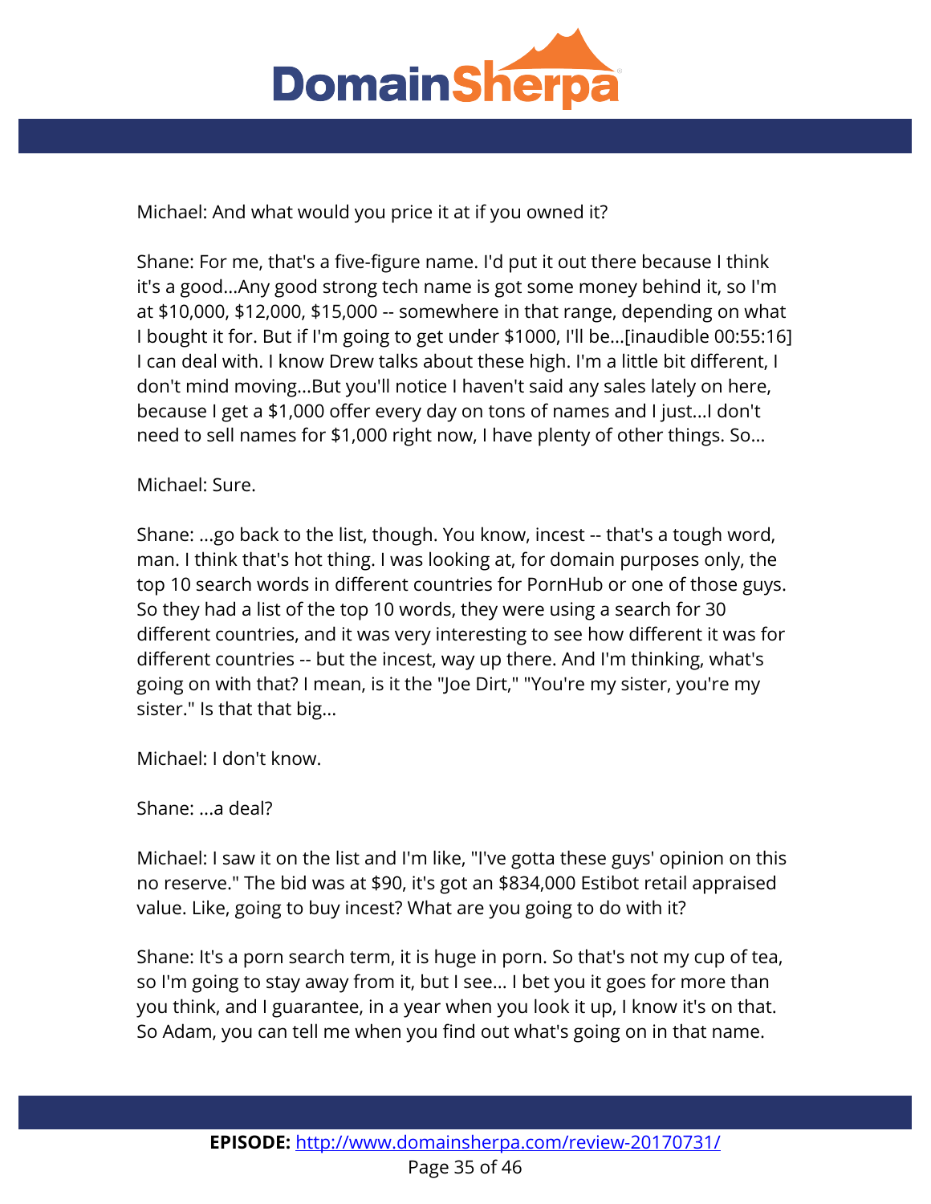Michael: And what would you price it at if you owned it?

Shane: For me, that's a five-figure name. I'd put it out there because I think it's a good...Any good strong tech name is got some money behind it, so I'm at $10,000, $12,000, $15,000 -- somewhere in that range, depending on what I bought it for. But if I'm going to get under $1000, I'll be...[inaudible 00:55:16] I can deal with. I know Drew talks about these high. I'm a little bit different, I don't mind moving...But you'll notice I haven't said any sales lately on here, because I get a $1,000 offer every day on tons of names and I just...I don't need to sell names for $1,000 right now, I have plenty of other things. So...

Michael: Sure.

Shane: ...go back to the list, though. You know, incest -- that's a tough word, man. I think that's hot thing. I was looking at, for domain purposes only, the top 10 search words in different countries for PornHub or one of those guys. So they had a list of the top 10 words, they were using a search for 30 different countries, and it was very interesting to see how different it was for different countries -- but the incest, way up there. And I'm thinking, what's going on with that? I mean, is it the "Joe Dirt," "You're my sister, you're my sister." Is that that big...

Michael: I don't know.

Shane: ...a deal?

Michael: I saw it on the list and I'm like, "I've gotta these guys' opinion on this no reserve." The bid was at $90, it's got an $834,000 Estibot retail appraised value. Like, going to buy incest? What are you going to do with it?

Shane: It's a porn search term, it is huge in porn. So that's not my cup of tea, so I'm going to stay away from it, but I see... I bet you it goes for more than you think, and I guarantee, in a year when you look it up, I know it's on that. So Adam, you can tell me when you find out what's going on in that name.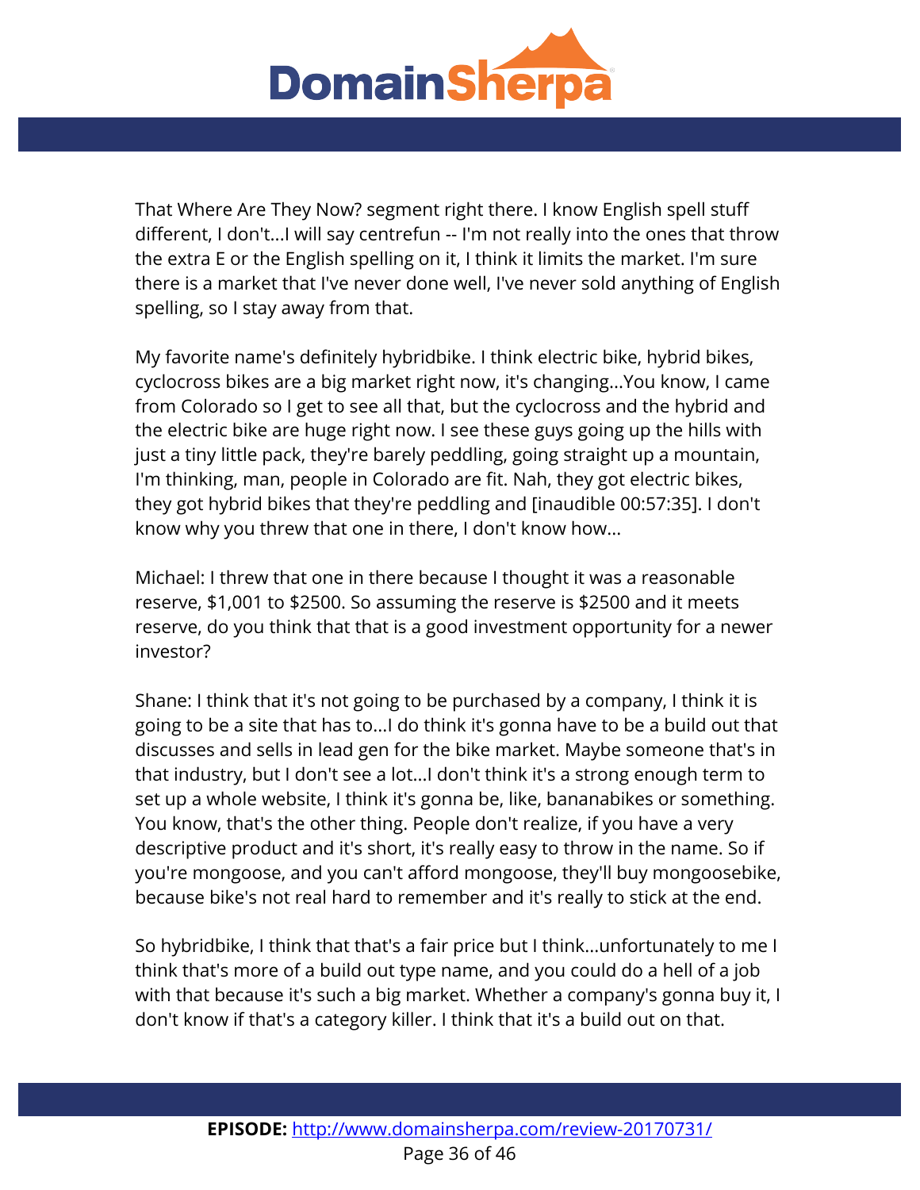That Where Are They Now? segment right there. I know English spell stuff different, I don't...I will say centrefun -- I'm not really into the ones that throw the extra E or the English spelling on it, I think it limits the market. I'm sure there is a market that I've never done well, I've never sold anything of English spelling, so I stay away from that.

My favorite name's definitely hybridbike. I think electric bike, hybrid bikes, cyclocross bikes are a big market right now, it's changing...You know, I came from Colorado so I get to see all that, but the cyclocross and the hybrid and the electric bike are huge right now. I see these guys going up the hills with just a tiny little pack, they're barely peddling, going straight up a mountain, I'm thinking, man, people in Colorado are fit. Nah, they got electric bikes, they got hybrid bikes that they're peddling and [inaudible 00:57:35]. I don't know why you threw that one in there, I don't know how...

Michael: I threw that one in there because I thought it was a reasonable reserve, $1,001 to $2500. So assuming the reserve is $2500 and it meets reserve, do you think that that is a good investment opportunity for a newer investor?

Shane: I think that it's not going to be purchased by a company, I think it is going to be a site that has to...I do think it's gonna have to be a build out that discusses and sells in lead gen for the bike market. Maybe someone that's in that industry, but I don't see a lot...I don't think it's a strong enough term to set up a whole website, I think it's gonna be, like, bananabikes or something. You know, that's the other thing. People don't realize, if you have a very descriptive product and it's short, it's really easy to throw in the name. So if you're mongoose, and you can't afford mongoose, they'll buy mongoosebike, because bike's not real hard to remember and it's really to stick at the end.

So hybridbike, I think that that's a fair price but I think...unfortunately to me I think that's more of a build out type name, and you could do a hell of a job with that because it's such a big market. Whether a company's gonna buy it, I don't know if that's a category killer. I think that it's a build out on that.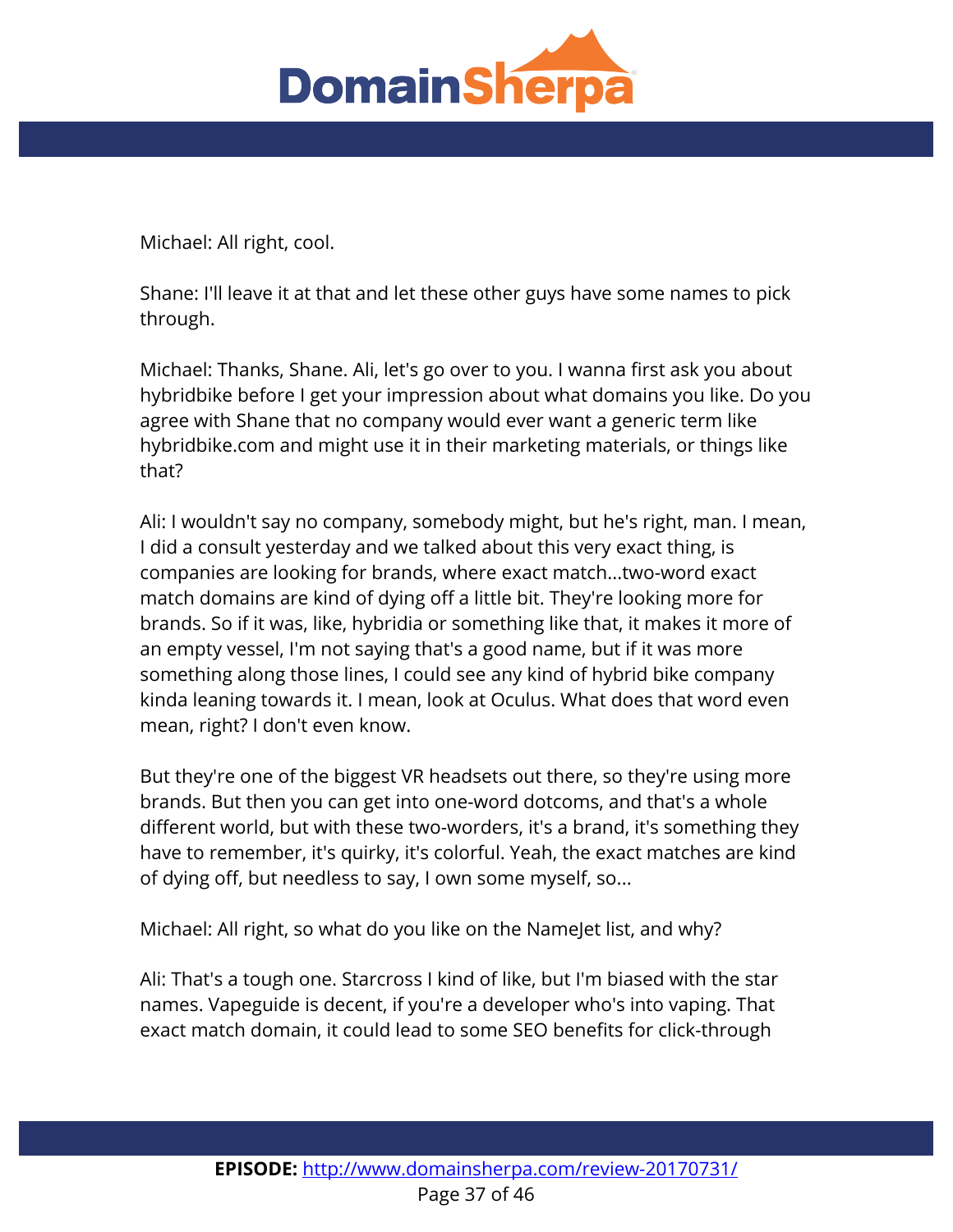Michael: All right, cool.

Shane: I'll leave it at that and let these other guys have some names to pick through.

Michael: Thanks, Shane. Ali, let's go over to you. I wanna first ask you about hybridbike before I get your impression about what domains you like. Do you agree with Shane that no company would ever want a generic term like hybridbike.com and might use it in their marketing materials, or things like that?

Ali: I wouldn't say no company, somebody might, but he's right, man. I mean, I did a consult yesterday and we talked about this very exact thing, is companies are looking for brands, where exact match...two-word exact match domains are kind of dying off a little bit. They're looking more for brands. So if it was, like, hybridia or something like that, it makes it more of an empty vessel, I'm not saying that's a good name, but if it was more something along those lines, I could see any kind of hybrid bike company kinda leaning towards it. I mean, look at Oculus. What does that word even mean, right? I don't even know.

But they're one of the biggest VR headsets out there, so they're using more brands. But then you can get into one-word dotcoms, and that's a whole different world, but with these two-worders, it's a brand, it's something they have to remember, it's quirky, it's colorful. Yeah, the exact matches are kind of dying off, but needless to say, I own some myself, so...

Michael: All right, so what do you like on the NameJet list, and why?

Ali: That's a tough one. Starcross I kind of like, but I'm biased with the star names. Vapeguide is decent, if you're a developer who's into vaping. That exact match domain, it could lead to some SEO benefits for click-through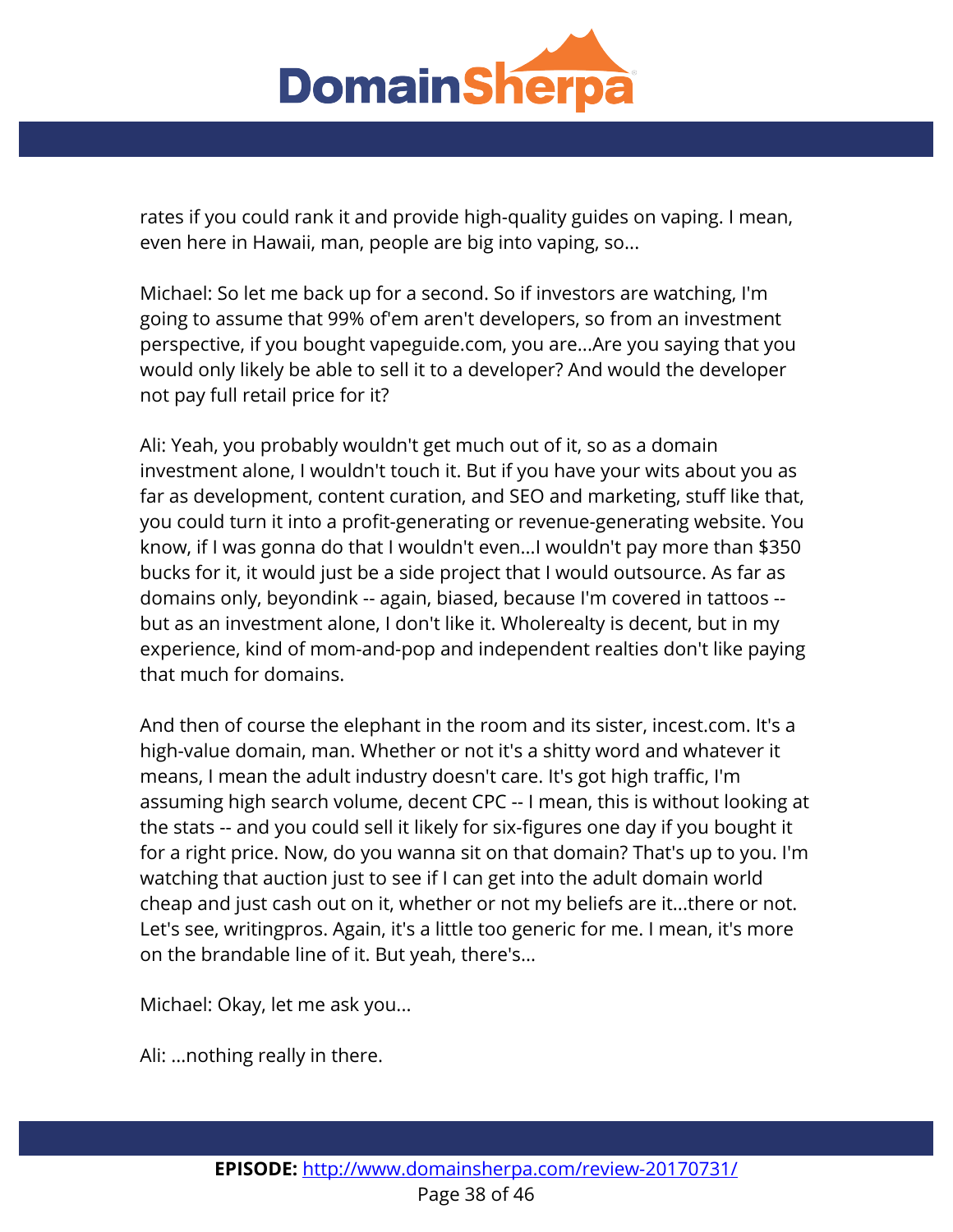rates if you could rank it and provide high-quality guides on vaping. I mean, even here in Hawaii, man, people are big into vaping, so...

Michael: So let me back up for a second. So if investors are watching, I'm going to assume that 99% of'em aren't developers, so from an investment perspective, if you bought vapeguide.com, you are...Are you saying that you would only likely be able to sell it to a developer? And would the developer not pay full retail price for it?

Ali: Yeah, you probably wouldn't get much out of it, so as a domain investment alone, I wouldn't touch it. But if you have your wits about you as far as development, content curation, and SEO and marketing, stuff like that, you could turn it into a profit-generating or revenue-generating website. You know, if I was gonna do that I wouldn't even...I wouldn't pay more than $350 bucks for it, it would just be a side project that I would outsource. As far as domains only, beyondink -- again, biased, because I'm covered in tattoos -- but as an investment alone, I don't like it. Wholerealty is decent, but in my experience, kind of mom-and-pop and independent realties don't like paying that much for domains.

And then of course the elephant in the room and its sister, incest.com. It's a high-value domain, man. Whether or not it's a shitty word and whatever it means, I mean the adult industry doesn't care. It's got high traffic, I'm assuming high search volume, decent CPC -- I mean, this is without looking at the stats -- and you could sell it likely for six-figures one day if you bought it for a right price. Now, do you wanna sit on that domain? That's up to you. I'm watching that auction just to see if I can get into the adult domain world cheap and just cash out on it, whether or not my beliefs are it...there or not. Let's see, writingpros. Again, it's a little too generic for me. I mean, it's more on the brandable line of it. But yeah, there's...

Michael: Okay, let me ask you...

Ali: ...nothing really in there.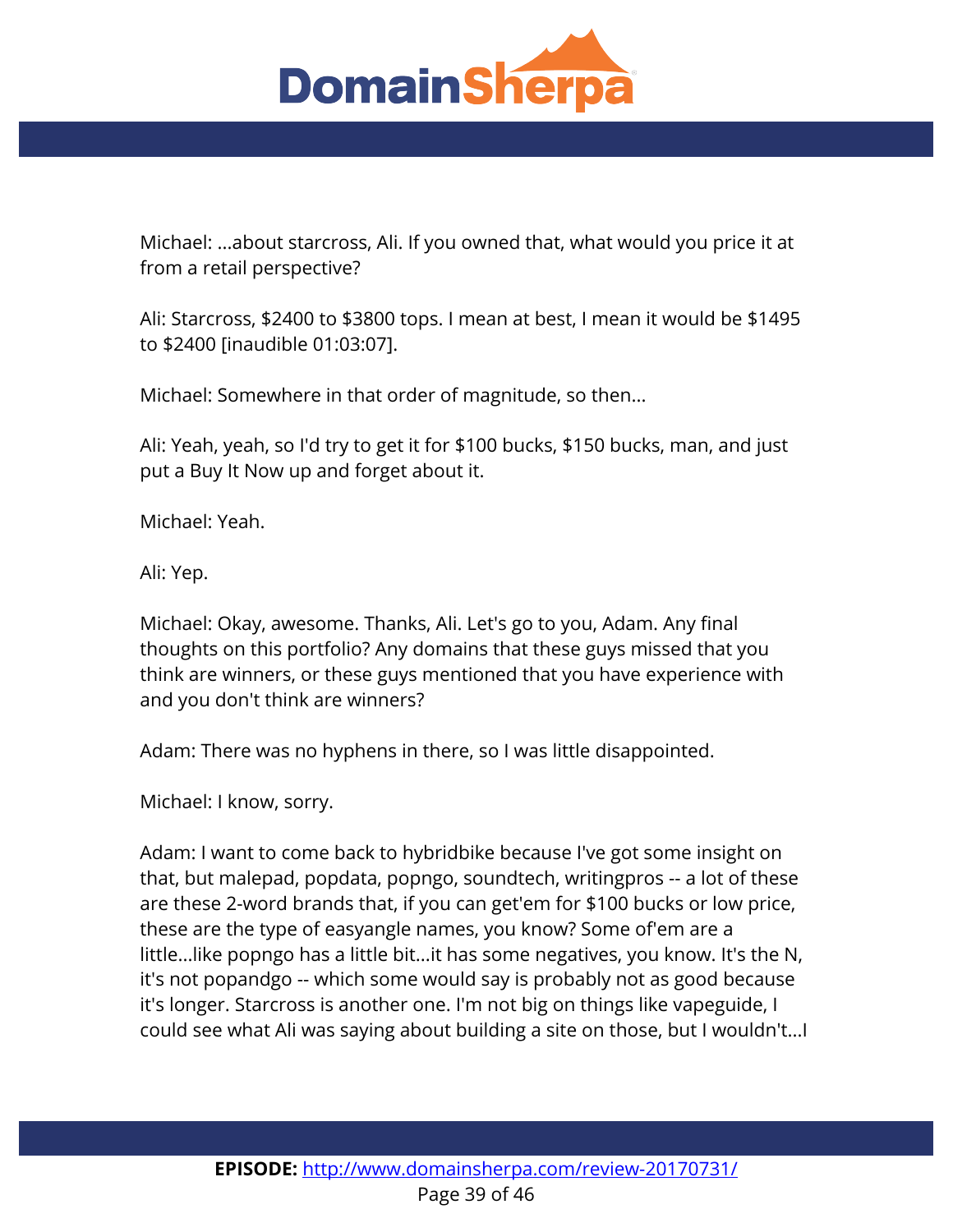Michael: ...about starcross, Ali. If you owned that, what would you price it at from a retail perspective?

Ali: Starcross, $2400 to $3800 tops. I mean at best, I mean it would be $1495 to $2400 [inaudible 01:03:07].

Michael: Somewhere in that order of magnitude, so then...

Ali: Yeah, yeah, so I'd try to get it for $100 bucks, $150 bucks, man, and just put a Buy It Now up and forget about it.

Michael: Yeah.

Ali: Yep.

Michael: Okay, awesome. Thanks, Ali. Let's go to you, Adam. Any final thoughts on this portfolio? Any domains that these guys missed that you think are winners, or these guys mentioned that you have experience with and you don't think are winners?

Adam: There was no hyphens in there, so I was little disappointed.

Michael: I know, sorry.

Adam: I want to come back to hybridbike because I've got some insight on that, but malepad, popdata, popngo, soundtech, writingpros -- a lot of these are these 2-word brands that, if you can get'em for $100 bucks or low price, these are the type of easyangle names, you know? Some of'em are a little...like popngo has a little bit...it has some negatives, you know. It's the N, it's not popandgo -- which some would say is probably not as good because it's longer. Starcross is another one. I'm not big on things like vapeguide, I could see what Ali was saying about building a site on those, but I wouldn't...I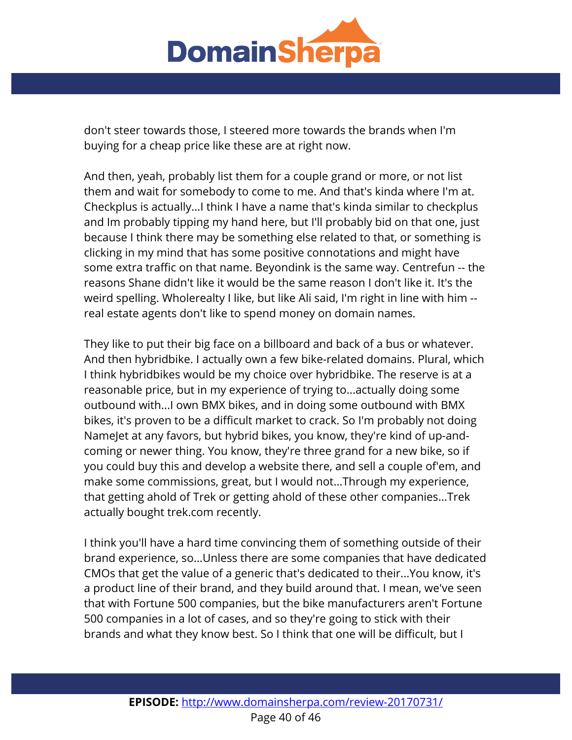don't steer towards those, I steered more towards the brands when I'm buying for a cheap price like these are at right now.

And then, yeah, probably list them for a couple grand or more, or not list them and wait for somebody to come to me. And that's kinda where I'm at. Checkplus is actually...I think I have a name that's kinda similar to checkplus and Im probably tipping my hand here, but I'll probably bid on that one, just because I think there may be something else related to that, or something is clicking in my mind that has some positive connotations and might have some extra traffic on that name. Beyondink is the same way. Centrefun -- the reasons Shane didn't like it would be the same reason I don't like it. It's the weird spelling. Wholerealty I like, but like Ali said, I'm right in line with him -- real estate agents don't like to spend money on domain names.

They like to put their big face on a billboard and back of a bus or whatever. And then hybridbike. I actually own a few bike-related domains. Plural, which I think hybridbikes would be my choice over hybridbike. The reserve is at a reasonable price, but in my experience of trying to...actually doing some outbound with...I own BMX bikes, and in doing some outbound with BMX bikes, it's proven to be a difficult market to crack. So I'm probably not doing NameJet at any favors, but hybrid bikes, you know, they're kind of up-and-coming or newer thing. You know, they're three grand for a new bike, so if you could buy this and develop a website there, and sell a couple of'em, and make some commissions, great, but I would not...Through my experience, that getting ahold of Trek or getting ahold of these other companies...Trek actually bought trek.com recently.

I think you'll have a hard time convincing them of something outside of their brand experience, so...Unless there are some companies that have dedicated CMOs that get the value of a generic that's dedicated to their...You know, it's a product line of their brand, and they build around that. I mean, we've seen that with Fortune 500 companies, but the bike manufacturers aren't Fortune 500 companies in a lot of cases, and so they're going to stick with their brands and what they know best. So I think that one will be difficult, but I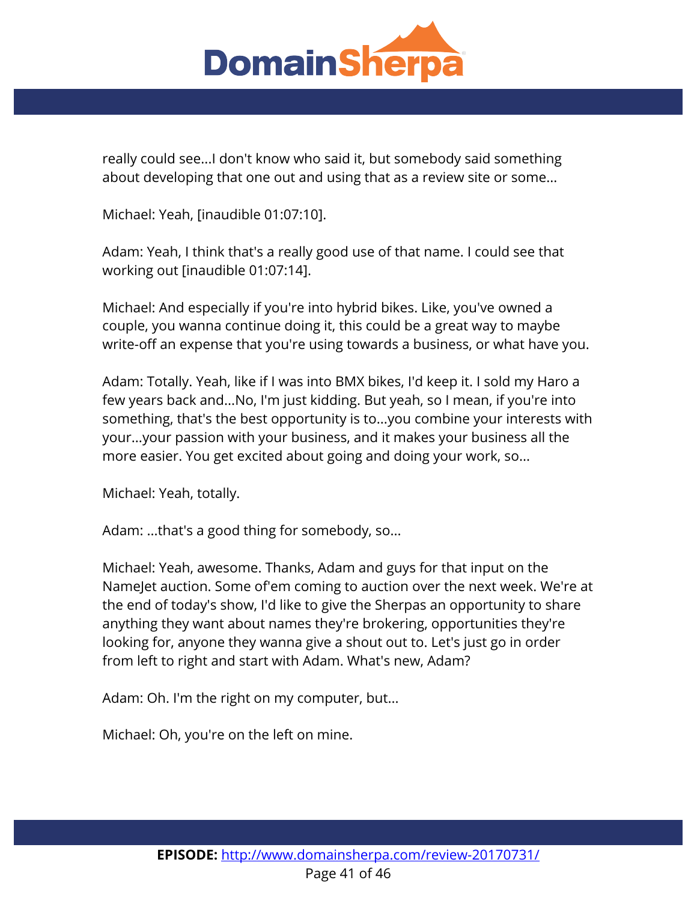really could see...I don't know who said it, but somebody said something about developing that one out and using that as a review site or some...

Michael: Yeah, [inaudible 01:07:10].

Adam: Yeah, I think that's a really good use of that name. I could see that working out [inaudible 01:07:14].

Michael: And especially if you're into hybrid bikes. Like, you've owned a couple, you wanna continue doing it, this could be a great way to maybe write-off an expense that you're using towards a business, or what have you.

Adam: Totally. Yeah, like if I was into BMX bikes, I'd keep it. I sold my Haro a few years back and...No, I'm just kidding. But yeah, so I mean, if you're into something, that's the best opportunity is to...you combine your interests with your...your passion with your business, and it makes your business all the more easier. You get excited about going and doing your work, so...

Michael: Yeah, totally.

Adam: ...that's a good thing for somebody, so...

Michael: Yeah, awesome. Thanks, Adam and guys for that input on the NameJet auction. Some of'em coming to auction over the next week. We're at the end of today's show, I'd like to give the Sherpas an opportunity to share anything they want about names they're brokering, opportunities they're looking for, anyone they wanna give a shout out to. Let's just go in order from left to right and start with Adam. What's new, Adam?

Adam: Oh. I'm the right on my computer, but...

Michael: Oh, you're on the left on mine.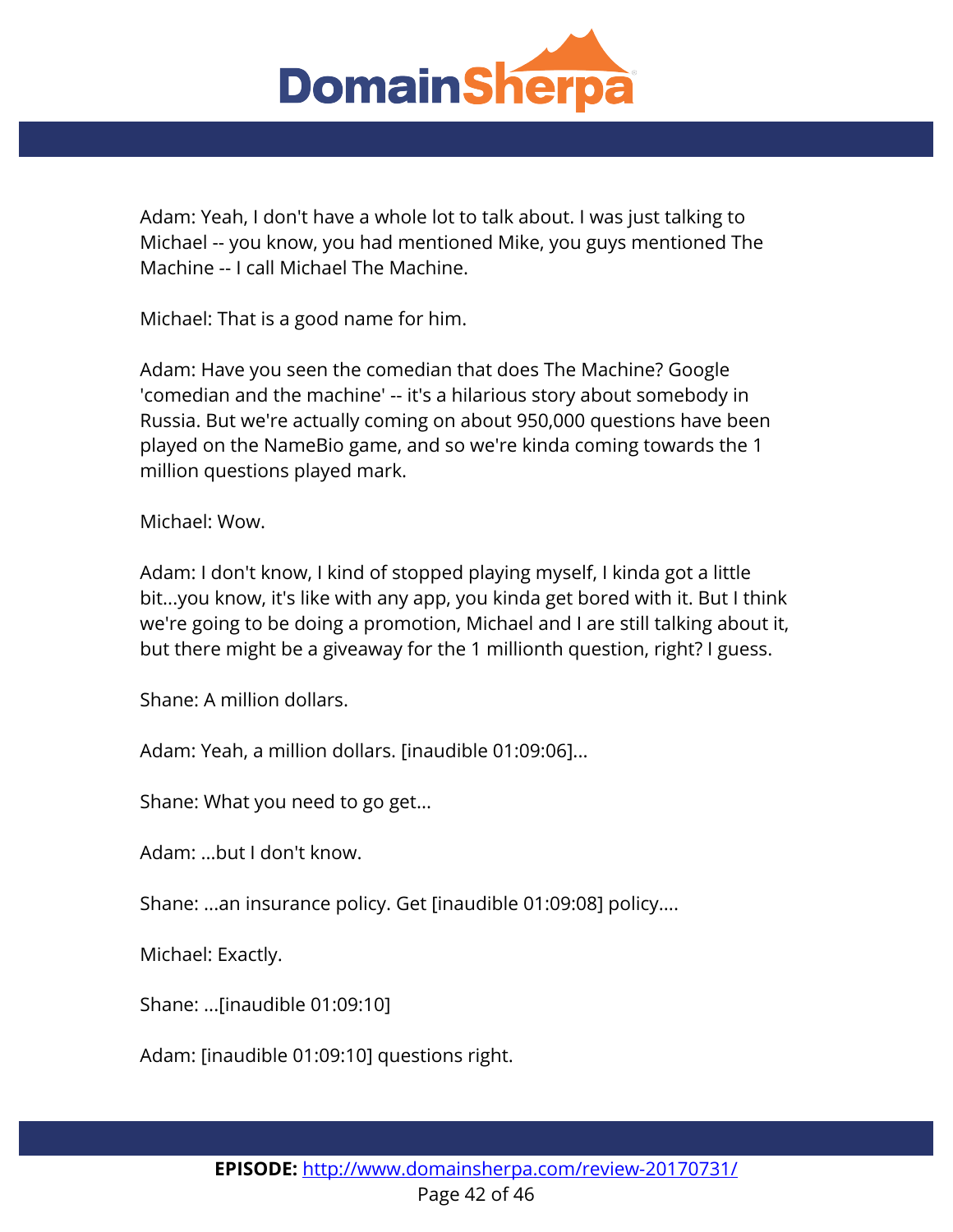Adam: Yeah, I don't have a whole lot to talk about. I was just talking to Michael -- you know, you had mentioned Mike, you guys mentioned The Machine -- I call Michael The Machine.

Michael: That is a good name for him.

Adam: Have you seen the comedian that does The Machine? Google 'comedian and the machine' -- it's a hilarious story about somebody in Russia. But we're actually coming on about 950,000 questions have been played on the NameBio game, and so we're kinda coming towards the 1 million questions played mark.

Michael: Wow.

Adam: I don't know, I kind of stopped playing myself, I kinda got a little bit...you know, it's like with any app, you kinda get bored with it. But I think we're going to be doing a promotion, Michael and I are still talking about it, but there might be a giveaway for the 1 millionth question, right? I guess.

Shane: A million dollars.

Adam: Yeah, a million dollars. [inaudible 01:09:06]...

Shane: What you need to go get...

Adam: ...but I don't know.

Shane: ...an insurance policy. Get [inaudible 01:09:08] policy....

Michael: Exactly.

Shane: ...[inaudible 01:09:10]

Adam: [inaudible 01:09:10] questions right.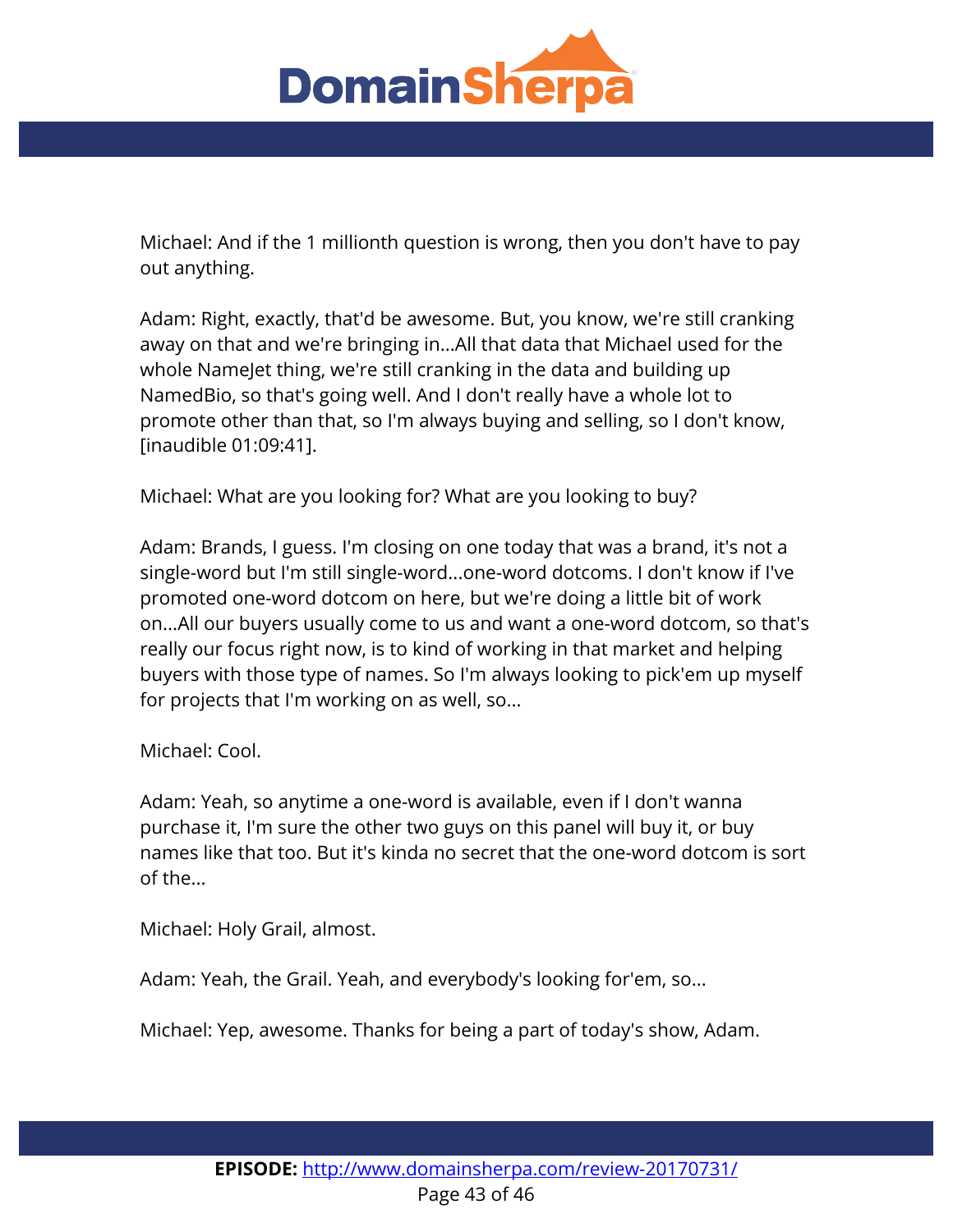Michael: And if the 1 millionth question is wrong, then you don't have to pay out anything.

Adam: Right, exactly, that'd be awesome. But, you know, we're still cranking away on that and we're bringing in...All that data that Michael used for the whole NameJet thing, we're still cranking in the data and building up NamedBio, so that's going well. And I don't really have a whole lot to promote other than that, so I'm always buying and selling, so I don't know, [inaudible 01:09:41].

Michael: What are you looking for? What are you looking to buy?

Adam: Brands, I guess. I'm closing on one today that was a brand, it's not a single-word but I'm still single-word...one-word dotcoms. I don't know if I've promoted one-word dotcom on here, but we're doing a little bit of work on...All our buyers usually come to us and want a one-word dotcom, so that's really our focus right now, is to kind of working in that market and helping buyers with those type of names. So I'm always looking to pick'em up myself for projects that I'm working on as well, so...

Michael: Cool.

Adam: Yeah, so anytime a one-word is available, even if I don't wanna purchase it, I'm sure the other two guys on this panel will buy it, or buy names like that too. But it's kinda no secret that the one-word dotcom is sort of the...

Michael: Holy Grail, almost.

Adam: Yeah, the Grail. Yeah, and everybody's looking for'em, so...

Michael: Yep, awesome. Thanks for being a part of today's show, Adam.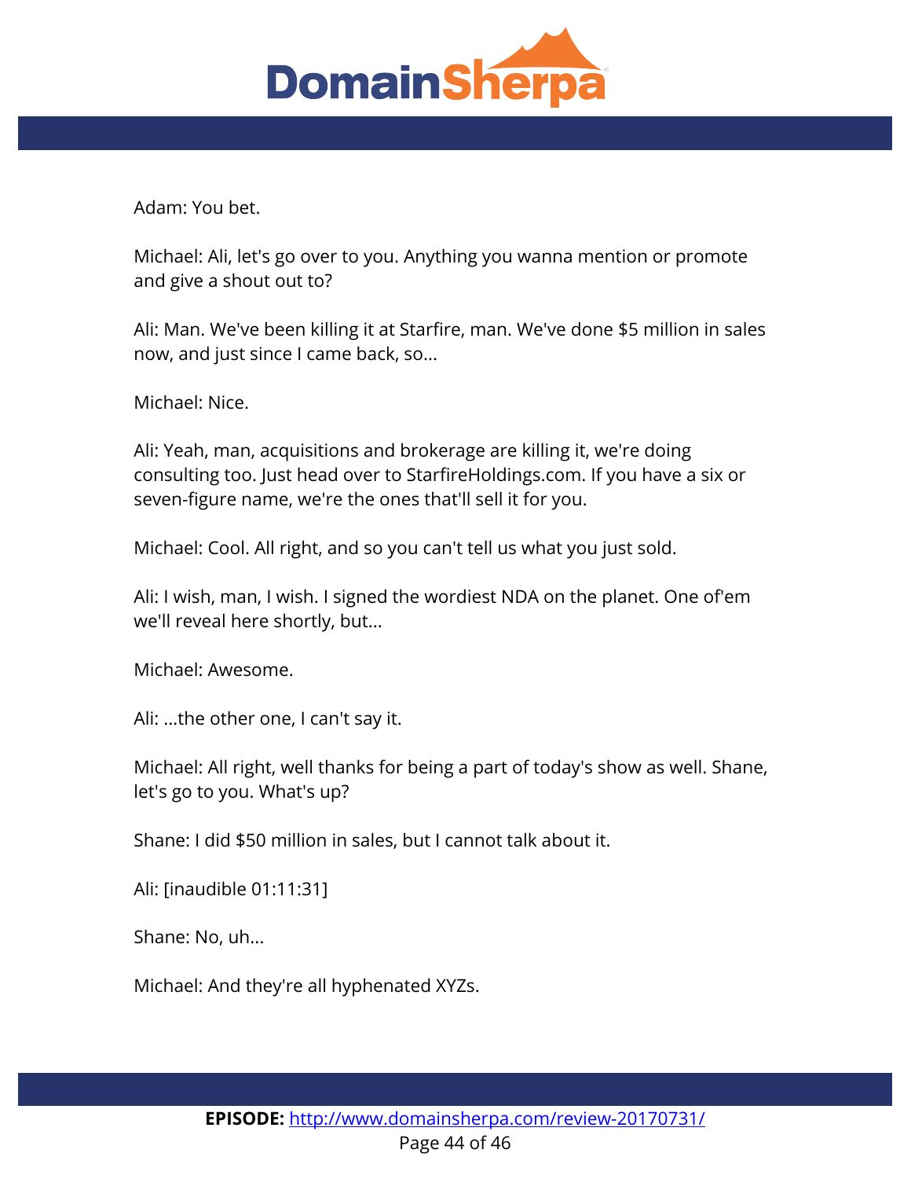Adam: You bet.

Michael: Ali, let's go over to you. Anything you wanna mention or promote and give a shout out to?

Ali: Man. We've been killing it at Starfire, man. We've done $5 million in sales now, and just since I came back, so...

Michael: Nice.

Ali: Yeah, man, acquisitions and brokerage are killing it, we're doing consulting too. Just head over to StarfireHoldings.com. If you have a six or seven-figure name, we're the ones that'll sell it for you.

Michael: Cool. All right, and so you can't tell us what you just sold.

Ali: I wish, man, I wish. I signed the wordiest NDA on the planet. One of'em we'll reveal here shortly, but...

Michael: Awesome.

Ali: ...the other one, I can't say it.

Michael: All right, well thanks for being a part of today's show as well. Shane, let's go to you. What's up?

Shane: I did $50 million in sales, but I cannot talk about it.

Ali: [inaudible 01:11:31]

Shane: No, uh...

Michael: And they're all hyphenated XYZs.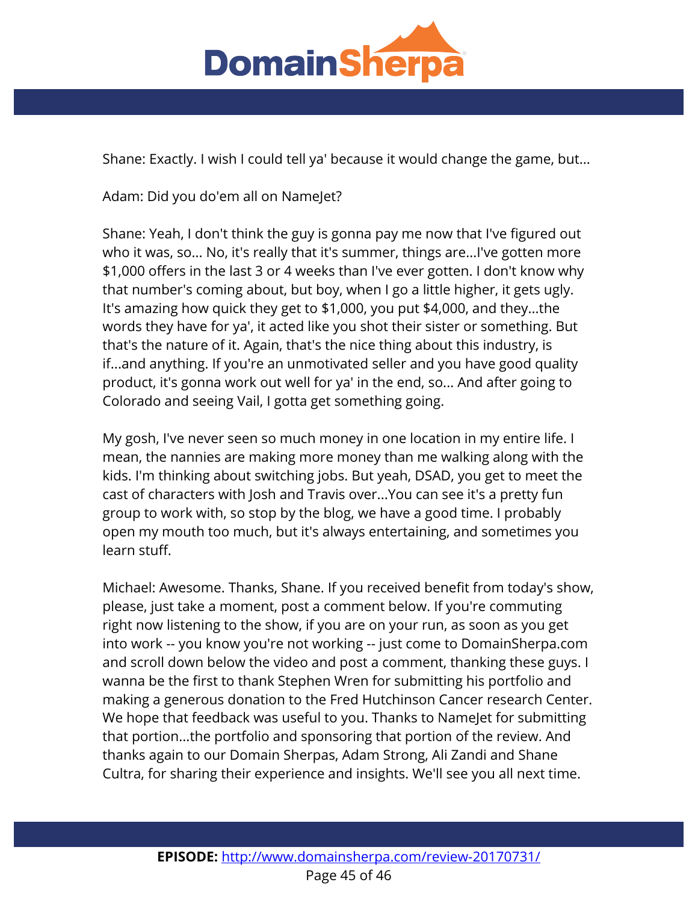Shane: Exactly. I wish I could tell ya' because it would change the game, but...

Adam: Did you do'em all on NameJet?

Shane: Yeah, I don't think the guy is gonna pay me now that I've figured out who it was, so... No, it's really that it's summer, things are...I've gotten more $1,000 offers in the last 3 or 4 weeks than I've ever gotten. I don't know why that number's coming about, but boy, when I go a little higher, it gets ugly. It's amazing how quick they get to $1,000, you put $4,000, and they...the words they have for ya', it acted like you shot their sister or something. But that's the nature of it. Again, that's the nice thing about this industry, is if...and anything. If you're an unmotivated seller and you have good quality product, it's gonna work out well for ya' in the end, so... And after going to Colorado and seeing Vail, I gotta get something going.

My gosh, I've never seen so much money in one location in my entire life. I mean, the nannies are making more money than me walking along with the kids. I'm thinking about switching jobs. But yeah, DSAD, you get to meet the cast of characters with Josh and Travis over...You can see it's a pretty fun group to work with, so stop by the blog, we have a good time. I probably open my mouth too much, but it's always entertaining, and sometimes you learn stuff.

Michael: Awesome. Thanks, Shane. If you received benefit from today's show, please, just take a moment, post a comment below. If you're commuting right now listening to the show, if you are on your run, as soon as you get into work -- you know you're not working -- just come to DomainSherpa.com and scroll down below the video and post a comment, thanking these guys. I wanna be the first to thank Stephen Wren for submitting his portfolio and making a generous donation to the Fred Hutchinson Cancer research Center. We hope that feedback was useful to you. Thanks to NameJet for submitting that portion...the portfolio and sponsoring that portion of the review. And thanks again to our Domain Sherpas, Adam Strong, Ali Zandi and Shane Cultra, for sharing their experience and insights. We'll see you all next time.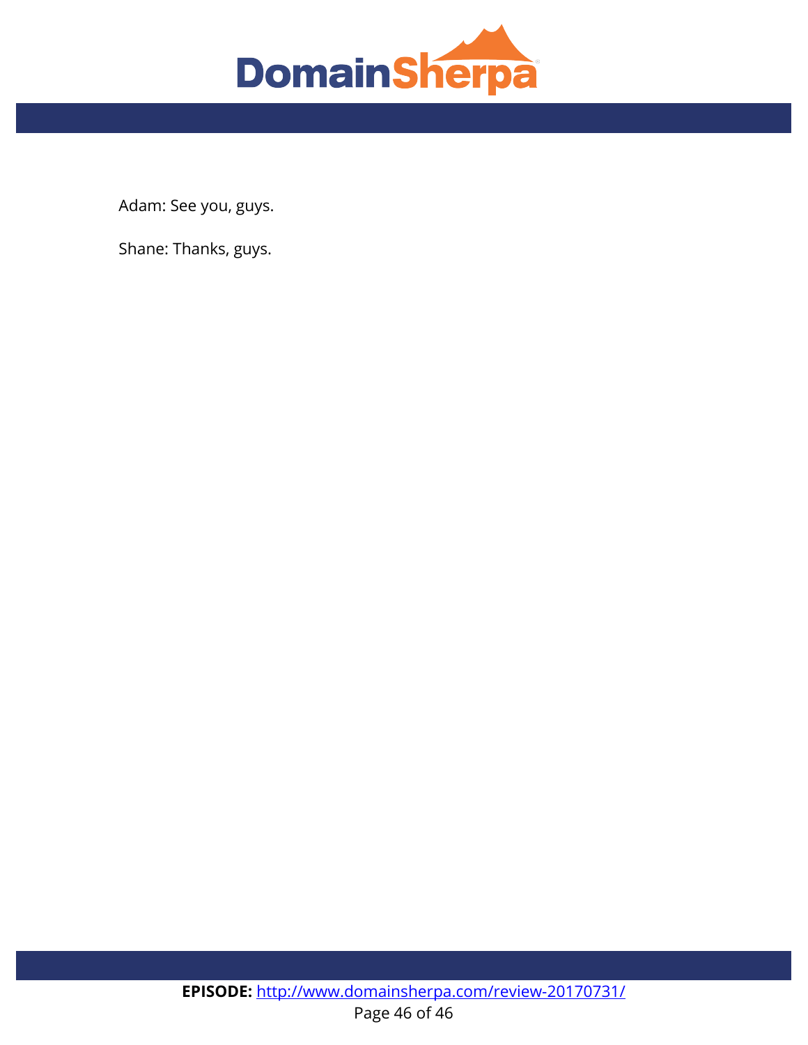Adam: See you, guys.

Shane: Thanks, guys.